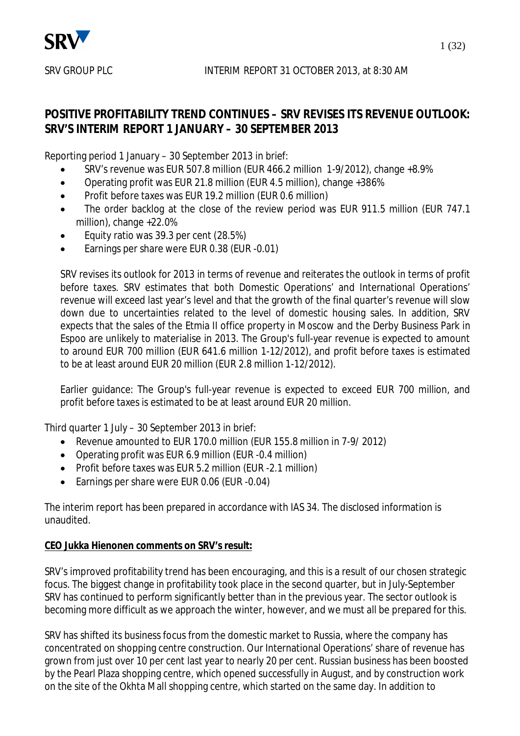SRV GROUP PLC INTERIM REPORT 31 OCTOBER 2013, at 8:30 AM

# POSITIVE PROFITABILITY TREND CONTINUES – SRV REVISES ITS REVENUE OUTLOOK: SRV'S INTERIM REPORT 1 JANUARY – 30 SEPTEMBER 2013

Reporting period 1 January – 30 September 2013 in brief:

- SRV's revenue was EUR 507.8 million (EUR 466.2 million 1-9/2012), change +8.9%
- Operating profit was EUR 21.8 million (EUR 4.5 million), change +386%
- Profit before taxes was EUR 19.2 million (EUR 0.6 million)
- The order backlog at the close of the review period was EUR 911.5 million (EUR 747.1 million), change +22.0%
- Equity ratio was 39.3 per cent (28.5%)
- Earnings per share were EUR 0.38 (EUR -0.01)

SRV revises its outlook for 2013 in terms of revenue and reiterates the outlook in terms of profit before taxes. SRV estimates that both Domestic Operations' and International Operations' revenue will exceed last year's level and that the growth of the final quarter's revenue will slow down due to uncertainties related to the level of domestic housing sales. In addition, SRV expects that the sales of the Etmia II office property in Moscow and the Derby Business Park in Espoo are unlikely to materialise in 2013. The Group's full-year revenue is expected to amount to around EUR 700 million (EUR 641.6 million 1-12/2012), and profit before taxes is estimated to be at least around EUR 20 million (EUR 2.8 million 1-12/2012).

Earlier guidance: The Group's full-year revenue is expected to exceed EUR 700 million, and profit before taxes is estimated to be at least around EUR 20 million.

Third quarter 1 July – 30 September 2013 in brief:

- Revenue amounted to EUR 170.0 million (EUR 155.8 million in 7-9/ 2012)
- Operating profit was EUR 6.9 million (EUR -0.4 million)
- Profit before taxes was EUR 5.2 million (EUR -2.1 million)
- Earnings per share were EUR 0.06 (EUR -0.04)

The interim report has been prepared in accordance with IAS 34. The disclosed information is unaudited.

**CEO Jukka Hienonen comments on SRV's result:**

SRV's improved profitability trend has been encouraging, and this is a result of our chosen strategic focus. The biggest change in profitability took place in the second quarter, but in July-September SRV has continued to perform significantly better than in the previous year. The sector outlook is becoming more difficult as we approach the winter, however, and we must all be prepared for this.

SRV has shifted its business focus from the domestic market to Russia, where the company has concentrated on shopping centre construction. Our International Operations' share of revenue has grown from just over 10 per cent last year to nearly 20 per cent. Russian business has been boosted by the Pearl Plaza shopping centre, which opened successfully in August, and by construction work on the site of the Okhta Mall shopping centre, which started on the same day. In addition to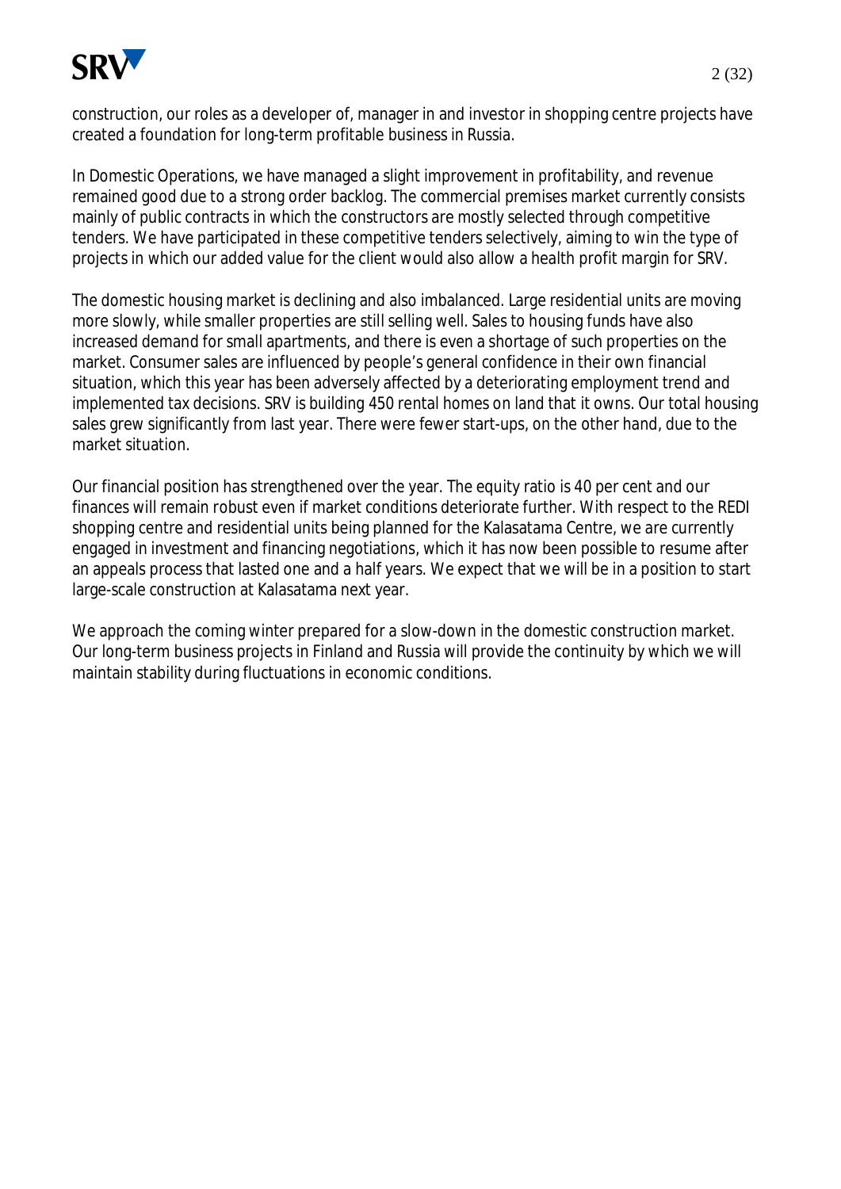construction, our roles as a developer of, manager in and investor in shopping centre projects have created a foundation for long-term profitable business in Russia.

In Domestic Operations, we have managed a slight improvement in profitability, and revenue remained good due to a strong order backlog. The commercial premises market currently consists mainly of public contracts in which the constructors are mostly selected through competitive tenders. We have participated in these competitive tenders selectively, aiming to win the type of projects in which our added value for the client would also allow a health profit margin for SRV.

The domestic housing market is declining and also imbalanced. Large residential units are moving more slowly, while smaller properties are still selling well. Sales to housing funds have also increased demand for small apartments, and there is even a shortage of such properties on the market. Consumer sales are influenced by people's general confidence in their own financial situation, which this year has been adversely affected by a deteriorating employment trend and implemented tax decisions. SRV is building 450 rental homes on land that it owns. Our total housing sales grew significantly from last year. There were fewer start-ups, on the other hand, due to the market situation.

Our financial position has strengthened over the year. The equity ratio is 40 per cent and our finances will remain robust even if market conditions deteriorate further. With respect to the REDI shopping centre and residential units being planned for the Kalasatama Centre, we are currently engaged in investment and financing negotiations, which it has now been possible to resume after an appeals process that lasted one and a half years. We expect that we will be in a position to start large-scale construction at Kalasatama next year.

We approach the coming winter prepared for a slow-down in the domestic construction market. Our long-term business projects in Finland and Russia will provide the continuity by which we will maintain stability during fluctuations in economic conditions.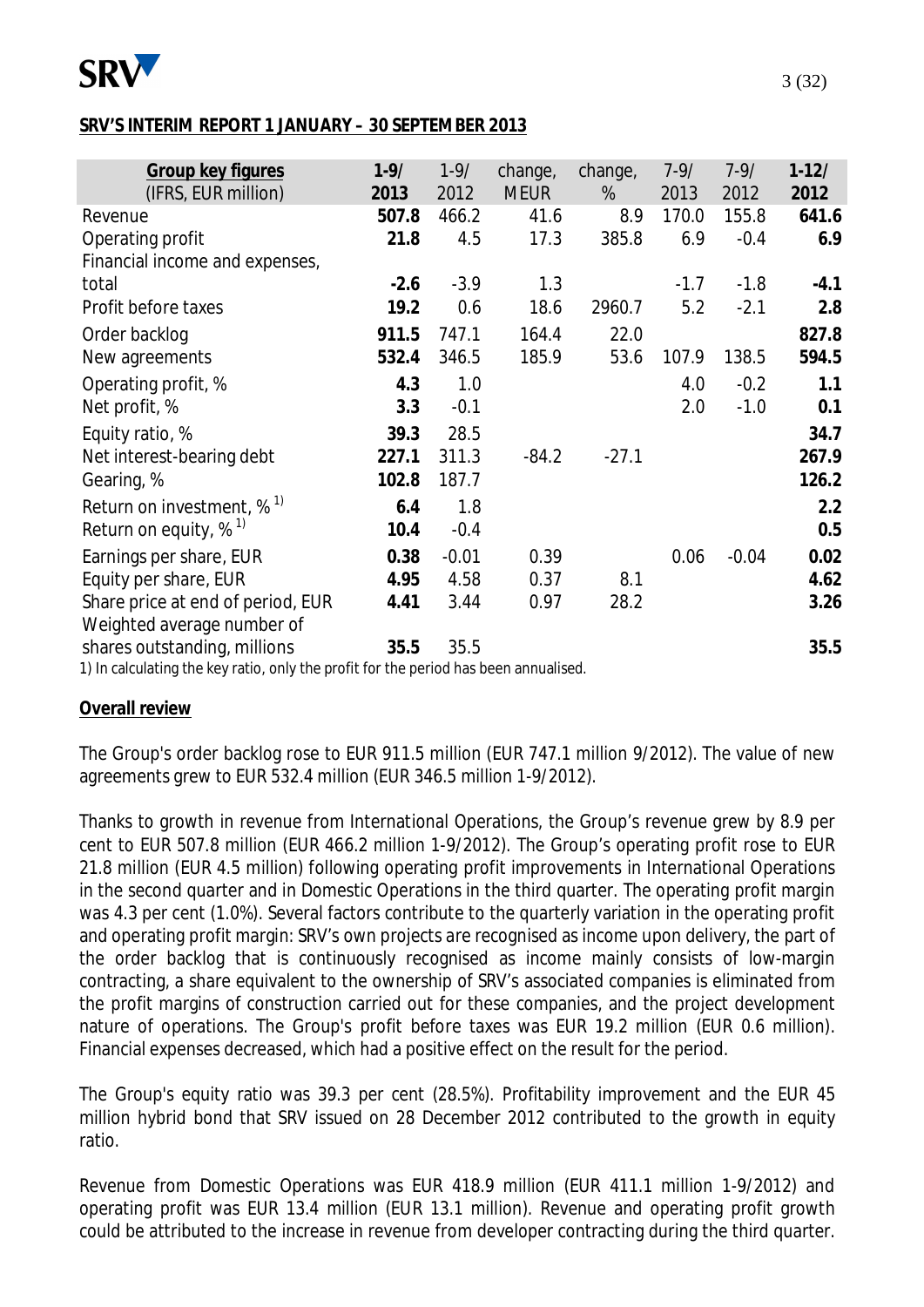## SRV'S INTERIM REPORT 1 JANUARY – 30 SEPTEMBER 2013

| Group key figures (IFRS, EUR million) | 1-9/ 2013 | 1-9/ 2012 | change, MEUR | change, % | 7-9/ 2013 | 7-9/ 2012 | 1-12/ 2012 |
|---|---|---|---|---|---|---|---|
| Revenue | **507.8** | 466.2 | 41.6 | 8.9 | 170.0 | 155.8 | **641.6** |
| Operating profit | **21.8** | 4.5 | 17.3 | 385.8 | 6.9 | -0.4 | **6.9** |
| Financial income and expenses, total | **-2.6** | -3.9 | 1.3 | | -1.7 | -1.8 | **-4.1** |
| Profit before taxes | **19.2** | 0.6 | 18.6 | 2960.7 | 5.2 | -2.1 | **2.8** |
| Order backlog | **911.5** | 747.1 | 164.4 | 22.0 | | | **827.8** |
| New agreements | **532.4** | 346.5 | 185.9 | 53.6 | 107.9 | 138.5 | **594.5** |
| Operating profit, % | **4.3** | 1.0 | | | 4.0 | -0.2 | **1.1** |
| Net profit, % | **3.3** | -0.1 | | | 2.0 | -1.0 | **0.1** |
| Equity ratio, % | **39.3** | 28.5 | | | | | **34.7** |
| Net interest-bearing debt | **227.1** | 311.3 | -84.2 | -27.1 | | | **267.9** |
| Gearing, % | **102.8** | 187.7 | | | | | **126.2** |
| Return on investment, % [1)] | **6.4** | 1.8 | | | | | **2.2** |
| Return on equity, % [1)] | **10.4** | -0.4 | | | | | **0.5** |
| Earnings per share, EUR | **0.38** | -0.01 | 0.39 | | 0.06 | -0.04 | **0.02** |
| Equity per share, EUR | **4.95** | 4.58 | 0.37 | 8.1 | | | **4.62** |
| Share price at end of period, EUR | **4.41** | 3.44 | 0.97 | 28.2 | | | **3.26** |
| Weighted average number of shares outstanding, millions | **35.5** | 35.5 | | | | | **35.5** |

1) In calculating the key ratio, only the profit for the period has been annualised.

## Overall review

The Group's order backlog rose to EUR 911.5 million (EUR 747.1 million 9/2012). The value of new agreements grew to EUR 532.4 million (EUR 346.5 million 1-9/2012).

Thanks to growth in revenue from International Operations, the Group's revenue grew by 8.9 per cent to EUR 507.8 million (EUR 466.2 million 1-9/2012). The Group's operating profit rose to EUR 21.8 million (EUR 4.5 million) following operating profit improvements in International Operations in the second quarter and in Domestic Operations in the third quarter. The operating profit margin was 4.3 per cent (1.0%). Several factors contribute to the quarterly variation in the operating profit and operating profit margin: SRV's own projects are recognised as income upon delivery, the part of the order backlog that is continuously recognised as income mainly consists of low-margin contracting, a share equivalent to the ownership of SRV's associated companies is eliminated from the profit margins of construction carried out for these companies, and the project development nature of operations. The Group's profit before taxes was EUR 19.2 million (EUR 0.6 million). Financial expenses decreased, which had a positive effect on the result for the period.

The Group's equity ratio was 39.3 per cent (28.5%). Profitability improvement and the EUR 45 million hybrid bond that SRV issued on 28 December 2012 contributed to the growth in equity ratio.

Revenue from Domestic Operations was EUR 418.9 million (EUR 411.1 million 1-9/2012) and operating profit was EUR 13.4 million (EUR 13.1 million). Revenue and operating profit growth could be attributed to the increase in revenue from developer contracting during the third quarter.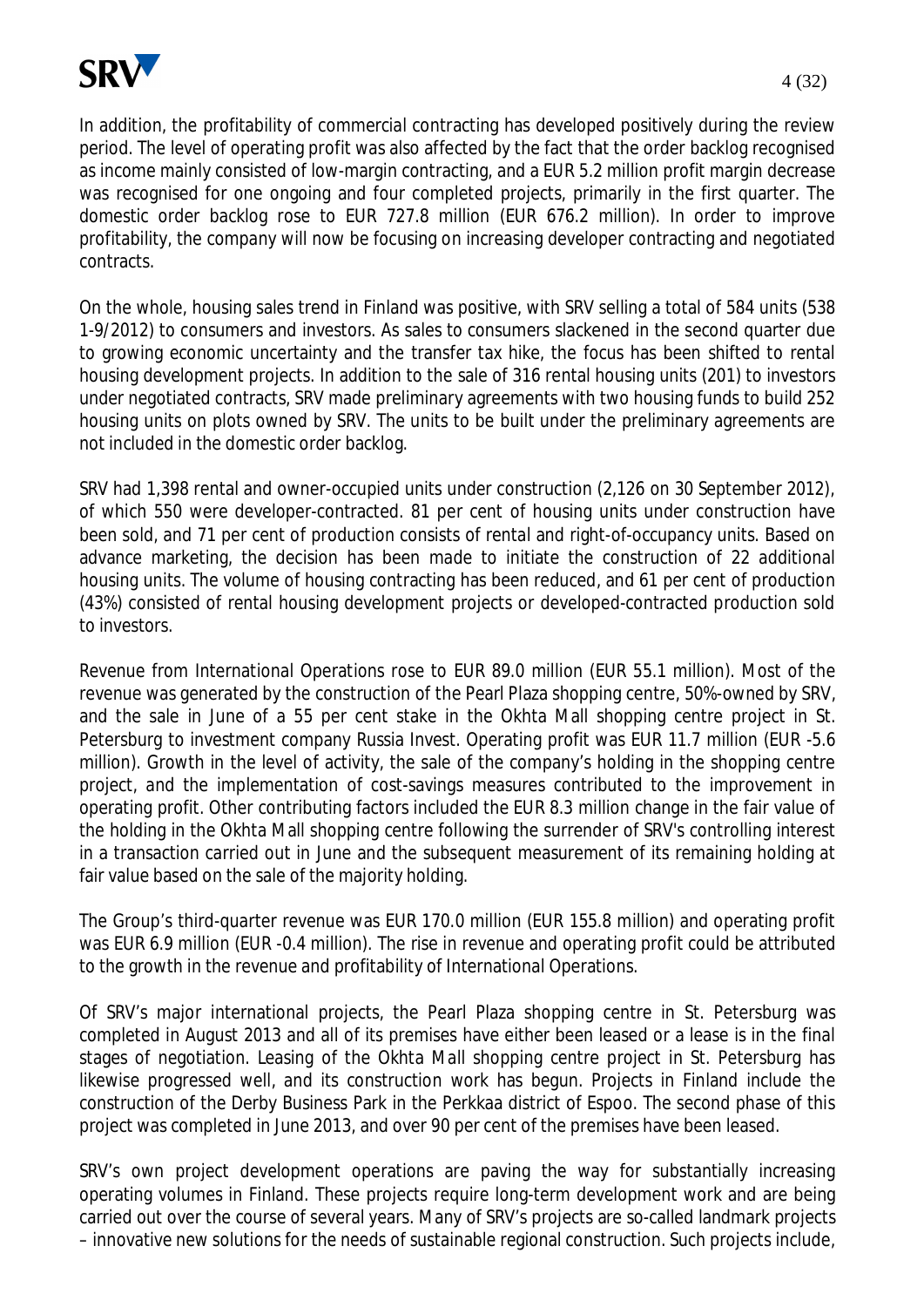In addition, the profitability of commercial contracting has developed positively during the review period. The level of operating profit was also affected by the fact that the order backlog recognised as income mainly consisted of low-margin contracting, and a EUR 5.2 million profit margin decrease was recognised for one ongoing and four completed projects, primarily in the first quarter. The domestic order backlog rose to EUR 727.8 million (EUR 676.2 million). In order to improve profitability, the company will now be focusing on increasing developer contracting and negotiated contracts.

On the whole, housing sales trend in Finland was positive, with SRV selling a total of 584 units (538 1-9/2012) to consumers and investors. As sales to consumers slackened in the second quarter due to growing economic uncertainty and the transfer tax hike, the focus has been shifted to rental housing development projects. In addition to the sale of 316 rental housing units (201) to investors under negotiated contracts, SRV made preliminary agreements with two housing funds to build 252 housing units on plots owned by SRV. The units to be built under the preliminary agreements are not included in the domestic order backlog.

SRV had 1,398 rental and owner-occupied units under construction (2,126 on 30 September 2012), of which 550 were developer-contracted. 81 per cent of housing units under construction have been sold, and 71 per cent of production consists of rental and right-of-occupancy units. Based on advance marketing, the decision has been made to initiate the construction of 22 additional housing units. The volume of housing contracting has been reduced, and 61 per cent of production (43%) consisted of rental housing development projects or developed-contracted production sold to investors.

Revenue from International Operations rose to EUR 89.0 million (EUR 55.1 million). Most of the revenue was generated by the construction of the Pearl Plaza shopping centre, 50%-owned by SRV, and the sale in June of a 55 per cent stake in the Okhta Mall shopping centre project in St. Petersburg to investment company Russia Invest. Operating profit was EUR 11.7 million (EUR -5.6 million). Growth in the level of activity, the sale of the company's holding in the shopping centre project, and the implementation of cost-savings measures contributed to the improvement in operating profit. Other contributing factors included the EUR 8.3 million change in the fair value of the holding in the Okhta Mall shopping centre following the surrender of SRV's controlling interest in a transaction carried out in June and the subsequent measurement of its remaining holding at fair value based on the sale of the majority holding.

The Group's third-quarter revenue was EUR 170.0 million (EUR 155.8 million) and operating profit was EUR 6.9 million (EUR -0.4 million). The rise in revenue and operating profit could be attributed to the growth in the revenue and profitability of International Operations.

Of SRV's major international projects, the Pearl Plaza shopping centre in St. Petersburg was completed in August 2013 and all of its premises have either been leased or a lease is in the final stages of negotiation. Leasing of the Okhta Mall shopping centre project in St. Petersburg has likewise progressed well, and its construction work has begun. Projects in Finland include the construction of the Derby Business Park in the Perkkaa district of Espoo. The second phase of this project was completed in June 2013, and over 90 per cent of the premises have been leased.

SRV's own project development operations are paving the way for substantially increasing operating volumes in Finland. These projects require long-term development work and are being carried out over the course of several years. Many of SRV's projects are so-called landmark projects – innovative new solutions for the needs of sustainable regional construction. Such projects include,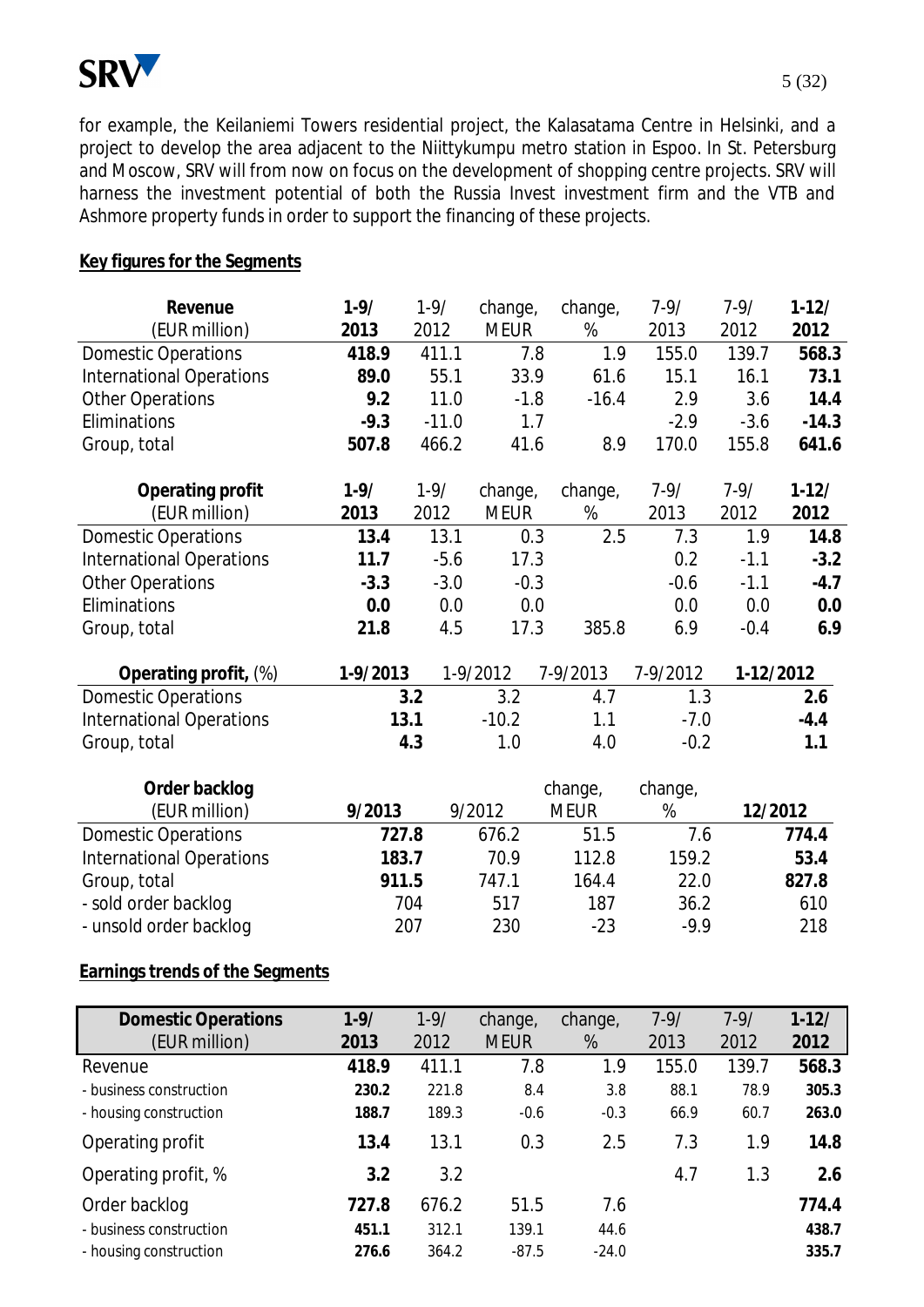for example, the Keilaniemi Towers residential project, the Kalasatama Centre in Helsinki, and a project to develop the area adjacent to the Niittykumpu metro station in Espoo. In St. Petersburg and Moscow, SRV will from now on focus on the development of shopping centre projects. SRV will harness the investment potential of both the Russia Invest investment firm and the VTB and Ashmore property funds in order to support the financing of these projects.

**Key figures for the Segments**

| **Revenue** (EUR million) | **1-9/ 2013** | 1-9/ 2012 | change, MEUR | change, % | 7-9/ 2013 | 7-9/ 2012 | **1-12/ 2012** |
|---|---|---|---|---|---|---|---|
| Domestic Operations | **418.9** | 411.1 | 7.8 | 1.9 | 155.0 | 139.7 | **568.3** |
| International Operations | **89.0** | 55.1 | 33.9 | 61.6 | 15.1 | 16.1 | **73.1** |
| Other Operations | **9.2** | 11.0 | -1.8 | -16.4 | 2.9 | 3.6 | **14.4** |
| Eliminations | **-9.3** | -11.0 | 1.7 | | -2.9 | -3.6 | **-14.3** |
| Group, total | **507.8** | 466.2 | 41.6 | 8.9 | 170.0 | 155.8 | **641.6** |

| **Operating profit** (EUR million) | **1-9/ 2013** | 1-9/ 2012 | change, MEUR | change, % | 7-9/ 2013 | 7-9/ 2012 | **1-12/ 2012** |
|---|---|---|---|---|---|---|---|
| Domestic Operations | **13.4** | 13.1 | 0.3 | 2.5 | 7.3 | 1.9 | **14.8** |
| International Operations | **11.7** | -5.6 | 17.3 | | 0.2 | -1.1 | **-3.2** |
| Other Operations | **-3.3** | -3.0 | -0.3 | | -0.6 | -1.1 | **-4.7** |
| Eliminations | **0.0** | 0.0 | 0.0 | | 0.0 | 0.0 | **0.0** |
| Group, total | **21.8** | 4.5 | 17.3 | 385.8 | 6.9 | -0.4 | **6.9** |

| **Operating profit,** (%) | **1-9/2013** | 1-9/2012 | 7-9/2013 | 7-9/2012 | **1-12/2012** |
|---|---|---|---|---|---|
| Domestic Operations | **3.2** | 3.2 | 4.7 | 1.3 | **2.6** |
| International Operations | **13.1** | -10.2 | 1.1 | -7.0 | **-4.4** |
| Group, total | **4.3** | 1.0 | 4.0 | -0.2 | **1.1** |

| **Order backlog** (EUR million) | **9/2013** | 9/2012 | change, MEUR | change, % | **12/2012** |
|---|---|---|---|---|---|
| Domestic Operations | **727.8** | 676.2 | 51.5 | 7.6 | **774.4** |
| International Operations | **183.7** | 70.9 | 112.8 | 159.2 | **53.4** |
| Group, total | **911.5** | 747.1 | 164.4 | 22.0 | **827.8** |
| - sold order backlog | 704 | 517 | 187 | 36.2 | 610 |
| - unsold order backlog | 207 | 230 | -23 | -9.9 | 218 |

**Earnings trends of the Segments**

| **Domestic Operations** (EUR million) | **1-9/ 2013** | 1-9/ 2012 | change, MEUR | change, % | 7-9/ 2013 | 7-9/ 2012 | **1-12/ 2012** |
|---|---|---|---|---|---|---|---|
| Revenue | **418.9** | 411.1 | 7.8 | 1.9 | 155.0 | 139.7 | **568.3** |
| - business construction | **230.2** | 221.8 | 8.4 | 3.8 | 88.1 | 78.9 | **305.3** |
| - housing construction | **188.7** | 189.3 | -0.6 | -0.3 | 66.9 | 60.7 | **263.0** |
| Operating profit | **13.4** | 13.1 | 0.3 | 2.5 | 7.3 | 1.9 | **14.8** |
| Operating profit, % | **3.2** | 3.2 | | | 4.7 | 1.3 | **2.6** |
| Order backlog | **727.8** | 676.2 | 51.5 | 7.6 | | | **774.4** |
| - business construction | **451.1** | 312.1 | 139.1 | 44.6 | | | **438.7** |
| - housing construction | **276.6** | 364.2 | -87.5 | -24.0 | | | **335.7** |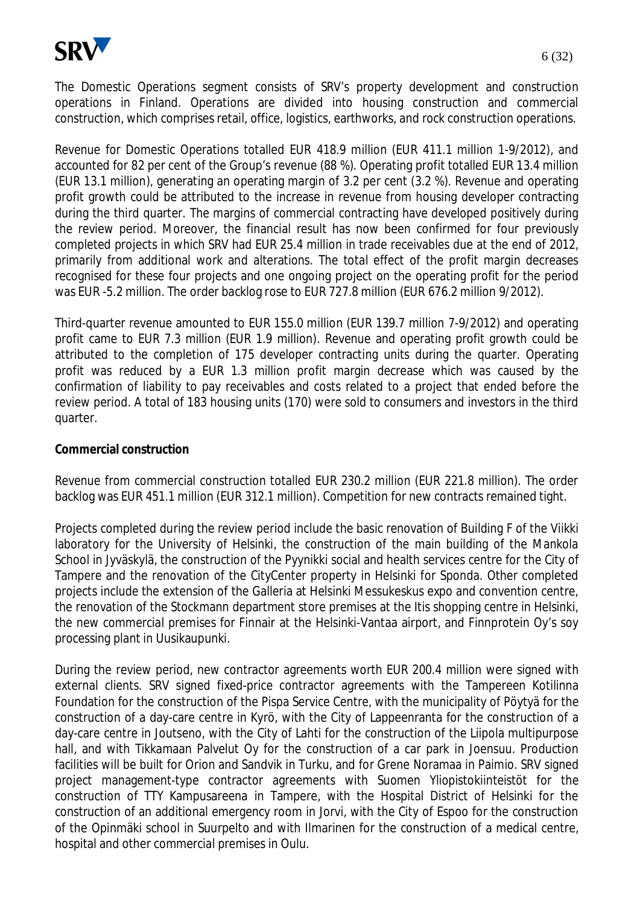The Domestic Operations segment consists of SRV's property development and construction operations in Finland. Operations are divided into housing construction and commercial construction, which comprises retail, office, logistics, earthworks, and rock construction operations.

Revenue for Domestic Operations totalled EUR 418.9 million (EUR 411.1 million 1-9/2012), and accounted for 82 per cent of the Group's revenue (88 %). Operating profit totalled EUR 13.4 million (EUR 13.1 million), generating an operating margin of 3.2 per cent (3.2 %). Revenue and operating profit growth could be attributed to the increase in revenue from housing developer contracting during the third quarter. The margins of commercial contracting have developed positively during the review period. Moreover, the financial result has now been confirmed for four previously completed projects in which SRV had EUR 25.4 million in trade receivables due at the end of 2012, primarily from additional work and alterations. The total effect of the profit margin decreases recognised for these four projects and one ongoing project on the operating profit for the period was EUR -5.2 million. The order backlog rose to EUR 727.8 million (EUR 676.2 million 9/2012).

Third-quarter revenue amounted to EUR 155.0 million (EUR 139.7 million 7-9/2012) and operating profit came to EUR 7.3 million (EUR 1.9 million). Revenue and operating profit growth could be attributed to the completion of 175 developer contracting units during the quarter. Operating profit was reduced by a EUR 1.3 million profit margin decrease which was caused by the confirmation of liability to pay receivables and costs related to a project that ended before the review period. A total of 183 housing units (170) were sold to consumers and investors in the third quarter.

**Commercial construction**

Revenue from commercial construction totalled EUR 230.2 million (EUR 221.8 million). The order backlog was EUR 451.1 million (EUR 312.1 million). Competition for new contracts remained tight.

Projects completed during the review period include the basic renovation of Building F of the Viikki laboratory for the University of Helsinki, the construction of the main building of the Mankola School in Jyväskylä, the construction of the Pyynikki social and health services centre for the City of Tampere and the renovation of the CityCenter property in Helsinki for Sponda. Other completed projects include the extension of the Galleria at Helsinki Messukeskus expo and convention centre, the renovation of the Stockmann department store premises at the Itis shopping centre in Helsinki, the new commercial premises for Finnair at the Helsinki-Vantaa airport, and Finnprotein Oy's soy processing plant in Uusikaupunki.

During the review period, new contractor agreements worth EUR 200.4 million were signed with external clients. SRV signed fixed-price contractor agreements with the Tampereen Kotilinna Foundation for the construction of the Pispa Service Centre, with the municipality of Pöytyä for the construction of a day-care centre in Kyrö, with the City of Lappeenranta for the construction of a day-care centre in Joutseno, with the City of Lahti for the construction of the Liipola multipurpose hall, and with Tikkamaan Palvelut Oy for the construction of a car park in Joensuu. Production facilities will be built for Orion and Sandvik in Turku, and for Grene Noramaa in Paimio. SRV signed project management-type contractor agreements with Suomen Yliopistokiinteistöt for the construction of TTY Kampusareena in Tampere, with the Hospital District of Helsinki for the construction of an additional emergency room in Jorvi, with the City of Espoo for the construction of the Opinmäki school in Suurpelto and with Ilmarinen for the construction of a medical centre, hospital and other commercial premises in Oulu.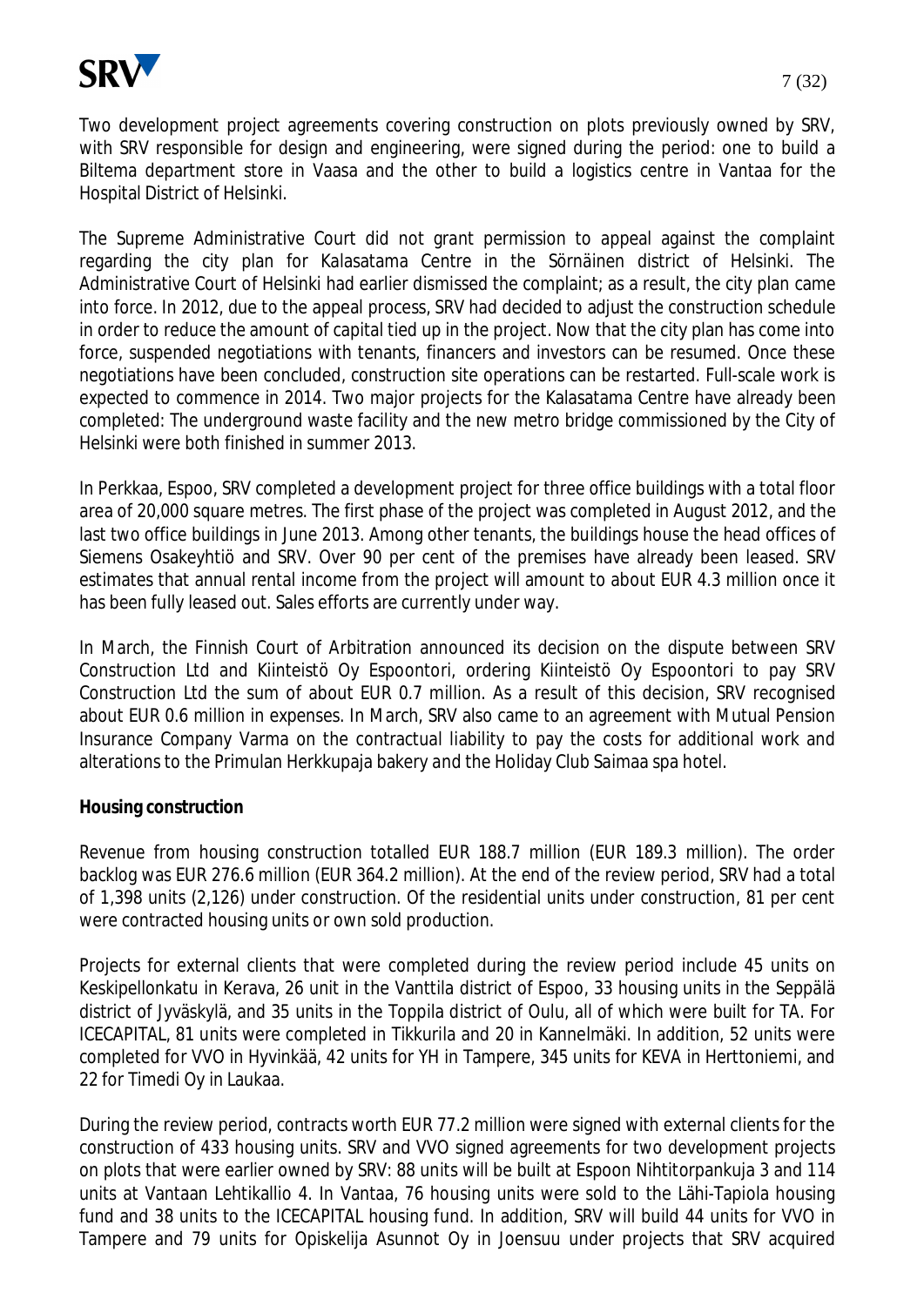Two development project agreements covering construction on plots previously owned by SRV, with SRV responsible for design and engineering, were signed during the period: one to build a Biltema department store in Vaasa and the other to build a logistics centre in Vantaa for the Hospital District of Helsinki.

The Supreme Administrative Court did not grant permission to appeal against the complaint regarding the city plan for Kalasatama Centre in the Sörnäinen district of Helsinki. The Administrative Court of Helsinki had earlier dismissed the complaint; as a result, the city plan came into force. In 2012, due to the appeal process, SRV had decided to adjust the construction schedule in order to reduce the amount of capital tied up in the project. Now that the city plan has come into force, suspended negotiations with tenants, financers and investors can be resumed. Once these negotiations have been concluded, construction site operations can be restarted. Full-scale work is expected to commence in 2014. Two major projects for the Kalasatama Centre have already been completed: The underground waste facility and the new metro bridge commissioned by the City of Helsinki were both finished in summer 2013.

In Perkkaa, Espoo, SRV completed a development project for three office buildings with a total floor area of 20,000 square metres. The first phase of the project was completed in August 2012, and the last two office buildings in June 2013. Among other tenants, the buildings house the head offices of Siemens Osakeyhtiö and SRV. Over 90 per cent of the premises have already been leased. SRV estimates that annual rental income from the project will amount to about EUR 4.3 million once it has been fully leased out. Sales efforts are currently under way.

In March, the Finnish Court of Arbitration announced its decision on the dispute between SRV Construction Ltd and Kiinteistö Oy Espoontori, ordering Kiinteistö Oy Espoontori to pay SRV Construction Ltd the sum of about EUR 0.7 million. As a result of this decision, SRV recognised about EUR 0.6 million in expenses. In March, SRV also came to an agreement with Mutual Pension Insurance Company Varma on the contractual liability to pay the costs for additional work and alterations to the Primulan Herkkupaja bakery and the Holiday Club Saimaa spa hotel.

**Housing construction**

Revenue from housing construction totalled EUR 188.7 million (EUR 189.3 million). The order backlog was EUR 276.6 million (EUR 364.2 million). At the end of the review period, SRV had a total of 1,398 units (2,126) under construction. Of the residential units under construction, 81 per cent were contracted housing units or own sold production.

Projects for external clients that were completed during the review period include 45 units on Keskipellonkatu in Kerava, 26 unit in the Vanttila district of Espoo, 33 housing units in the Seppälä district of Jyväskylä, and 35 units in the Toppila district of Oulu, all of which were built for TA. For ICECAPITAL, 81 units were completed in Tikkurila and 20 in Kannelmäki. In addition, 52 units were completed for VVO in Hyvinkää, 42 units for YH in Tampere, 345 units for KEVA in Herttoniemi, and 22 for Timedi Oy in Laukaa.

During the review period, contracts worth EUR 77.2 million were signed with external clients for the construction of 433 housing units. SRV and VVO signed agreements for two development projects on plots that were earlier owned by SRV: 88 units will be built at Espoon Nihtitorpankuja 3 and 114 units at Vantaan Lehtikallio 4. In Vantaa, 76 housing units were sold to the Lähi-Tapiola housing fund and 38 units to the ICECAPITAL housing fund. In addition, SRV will build 44 units for VVO in Tampere and 79 units for Opiskelija Asunnot Oy in Joensuu under projects that SRV acquired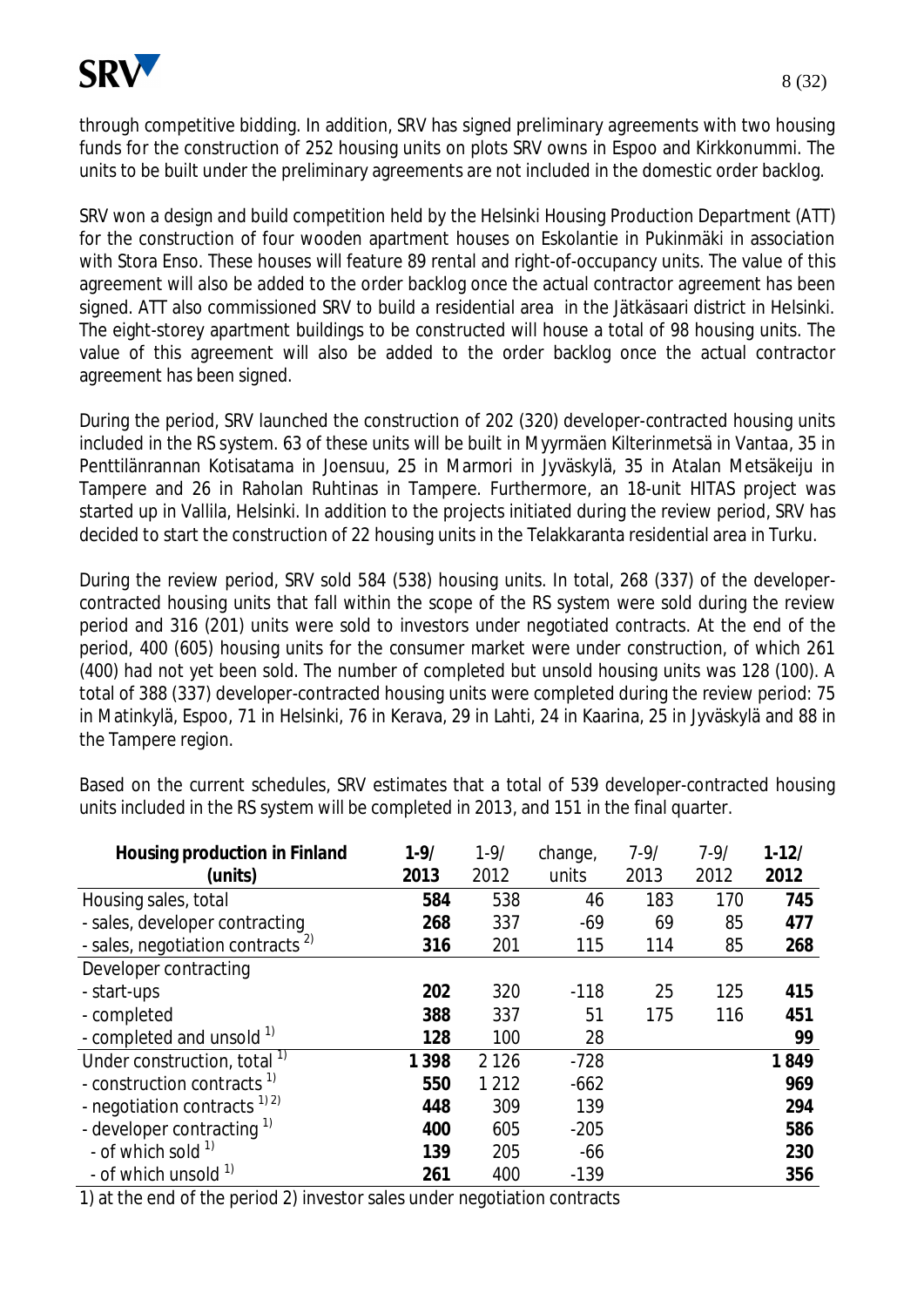through competitive bidding. In addition, SRV has signed preliminary agreements with two housing funds for the construction of 252 housing units on plots SRV owns in Espoo and Kirkkonummi. The units to be built under the preliminary agreements are not included in the domestic order backlog.

SRV won a design and build competition held by the Helsinki Housing Production Department (ATT) for the construction of four wooden apartment houses on Eskolantie in Pukinmäki in association with Stora Enso. These houses will feature 89 rental and right-of-occupancy units. The value of this agreement will also be added to the order backlog once the actual contractor agreement has been signed. ATT also commissioned SRV to build a residential area in the Jätkäsaari district in Helsinki. The eight-storey apartment buildings to be constructed will house a total of 98 housing units. The value of this agreement will also be added to the order backlog once the actual contractor agreement has been signed.

During the period, SRV launched the construction of 202 (320) developer-contracted housing units included in the RS system. 63 of these units will be built in Myyrmäen Kilterinmetsä in Vantaa, 35 in Penttilänrannan Kotisatama in Joensuu, 25 in Marmori in Jyväskylä, 35 in Atalan Metsäkeiju in Tampere and 26 in Raholan Ruhtinas in Tampere. Furthermore, an 18-unit HITAS project was started up in Vallila, Helsinki. In addition to the projects initiated during the review period, SRV has decided to start the construction of 22 housing units in the Telakkaranta residential area in Turku.

During the review period, SRV sold 584 (538) housing units. In total, 268 (337) of the developer-contracted housing units that fall within the scope of the RS system were sold during the review period and 316 (201) units were sold to investors under negotiated contracts. At the end of the period, 400 (605) housing units for the consumer market were under construction, of which 261 (400) had not yet been sold. The number of completed but unsold housing units was 128 (100). A total of 388 (337) developer-contracted housing units were completed during the review period: 75 in Matinkylä, Espoo, 71 in Helsinki, 76 in Kerava, 29 in Lahti, 24 in Kaarina, 25 in Jyväskylä and 88 in the Tampere region.

Based on the current schedules, SRV estimates that a total of 539 developer-contracted housing units included in the RS system will be completed in 2013, and 151 in the final quarter.

| **Housing production in Finland (units)** | **1-9/ 2013** | 1-9/ 2012 | change, units | 7-9/ 2013 | 7-9/ 2012 | **1-12/ 2012** |
|---|---|---|---|---|---|---|
| Housing sales, total | **584** | 538 | 46 | 183 | 170 | **745** |
| - sales, developer contracting | **268** | 337 | -69 | 69 | 85 | **477** |
| - sales, negotiation contracts [2] | **316** | 201 | 115 | 114 | 85 | **268** |
| Developer contracting | | | | | | |
| - start-ups | **202** | 320 | -118 | 25 | 125 | **415** |
| - completed | **388** | 337 | 51 | 175 | 116 | **451** |
| - completed and unsold [1] | **128** | 100 | 28 | | | **99** |
| Under construction, total [1] | **1 398** | 2 126 | -728 | | | **1 849** |
| - construction contracts [1] | **550** | 1 212 | -662 | | | **969** |
| - negotiation contracts [1) 2)] | **448** | 309 | 139 | | | **294** |
| - developer contracting [1] | **400** | 605 | -205 | | | **586** |
| - of which sold [1] | **139** | 205 | -66 | | | **230** |
| - of which unsold [1] | **261** | 400 | -139 | | | **356** |

1) at the end of the period 2) investor sales under negotiation contracts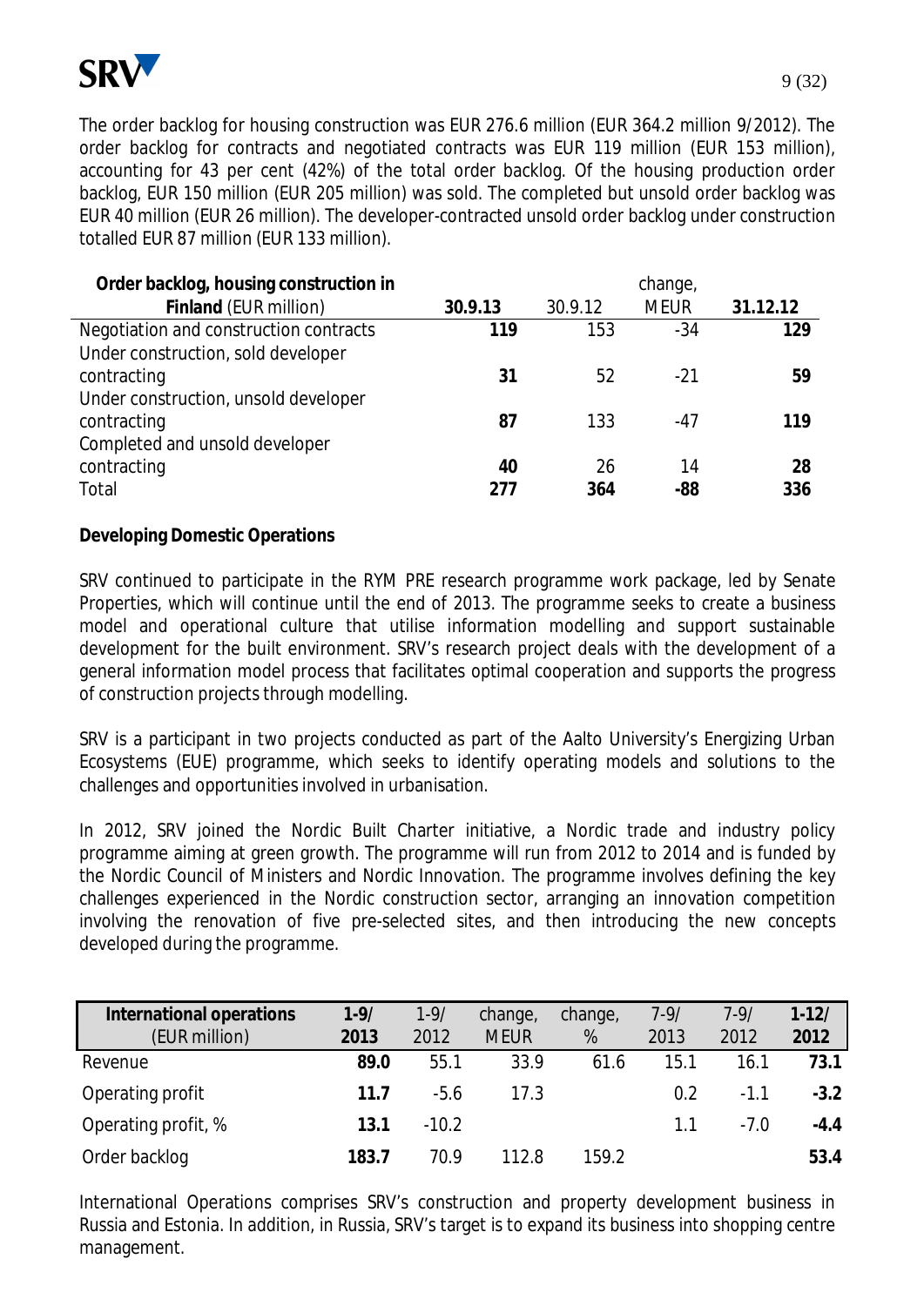The order backlog for housing construction was EUR 276.6 million (EUR 364.2 million 9/2012). The order backlog for contracts and negotiated contracts was EUR 119 million (EUR 153 million), accounting for 43 per cent (42%) of the total order backlog. Of the housing production order backlog, EUR 150 million (EUR 205 million) was sold. The completed but unsold order backlog was EUR 40 million (EUR 26 million). The developer-contracted unsold order backlog under construction totalled EUR 87 million (EUR 133 million).

| **Order backlog, housing construction in Finland** (EUR million) | **30.9.13** | 30.9.12 | change, MEUR | **31.12.12** |
|---|---|---|---|---|
| Negotiation and construction contracts | **119** | 153 | -34 | **129** |
| Under construction, sold developer contracting | **31** | 52 | -21 | **59** |
| Under construction, unsold developer contracting | **87** | 133 | -47 | **119** |
| Completed and unsold developer contracting | **40** | 26 | 14 | **28** |
| Total | **277** | **364** | **-88** | **336** |

**Developing Domestic Operations**

SRV continued to participate in the RYM PRE research programme work package, led by Senate Properties, which will continue until the end of 2013. The programme seeks to create a business model and operational culture that utilise information modelling and support sustainable development for the built environment. SRV's research project deals with the development of a general information model process that facilitates optimal cooperation and supports the progress of construction projects through modelling.

SRV is a participant in two projects conducted as part of the Aalto University's Energizing Urban Ecosystems (EUE) programme, which seeks to identify operating models and solutions to the challenges and opportunities involved in urbanisation.

In 2012, SRV joined the Nordic Built Charter initiative, a Nordic trade and industry policy programme aiming at green growth. The programme will run from 2012 to 2014 and is funded by the Nordic Council of Ministers and Nordic Innovation. The programme involves defining the key challenges experienced in the Nordic construction sector, arranging an innovation competition involving the renovation of five pre-selected sites, and then introducing the new concepts developed during the programme.

| **International operations** (EUR million) | **1-9/ 2013** | 1-9/ 2012 | change, MEUR | change, % | 7-9/ 2013 | 7-9/ 2012 | **1-12/ 2012** |
|---|---|---|---|---|---|---|---|
| Revenue | **89.0** | 55.1 | 33.9 | 61.6 | 15.1 | 16.1 | **73.1** |
| Operating profit | **11.7** | -5.6 | 17.3 | | 0.2 | -1.1 | **-3.2** |
| Operating profit, % | **13.1** | -10.2 | | | 1.1 | -7.0 | **-4.4** |
| Order backlog | **183.7** | 70.9 | 112.8 | 159.2 | | | **53.4** |

International Operations comprises SRV's construction and property development business in Russia and Estonia. In addition, in Russia, SRV's target is to expand its business into shopping centre management.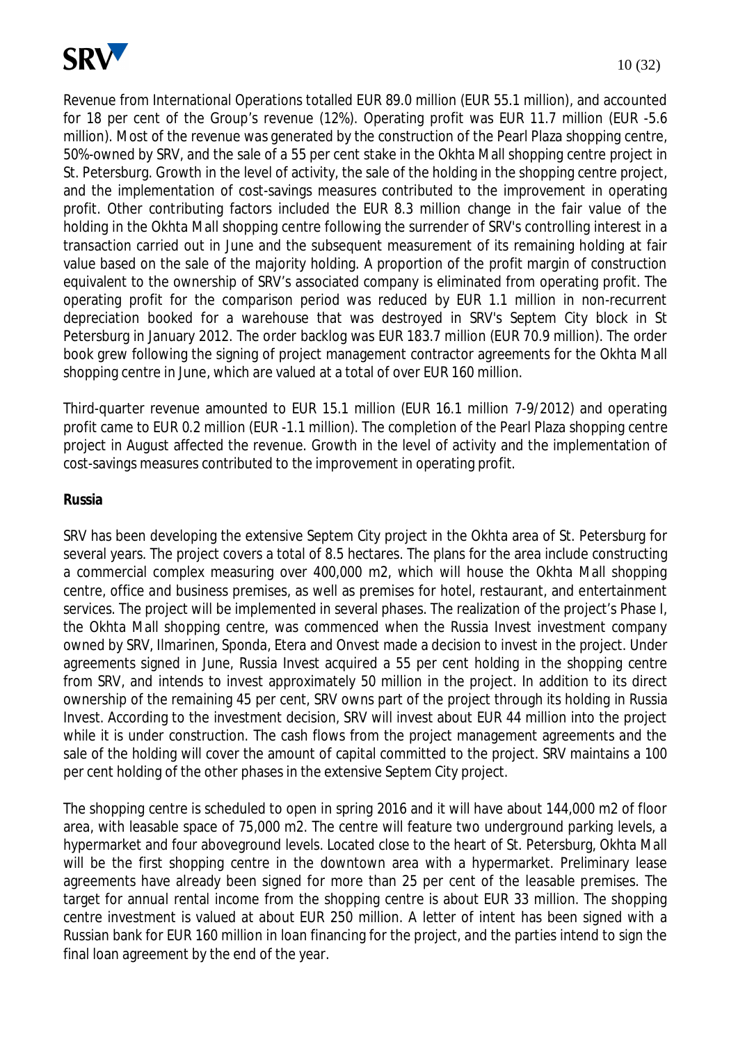Revenue from International Operations totalled EUR 89.0 million (EUR 55.1 million), and accounted for 18 per cent of the Group's revenue (12%). Operating profit was EUR 11.7 million (EUR -5.6 million). Most of the revenue was generated by the construction of the Pearl Plaza shopping centre, 50%-owned by SRV, and the sale of a 55 per cent stake in the Okhta Mall shopping centre project in St. Petersburg. Growth in the level of activity, the sale of the holding in the shopping centre project, and the implementation of cost-savings measures contributed to the improvement in operating profit. Other contributing factors included the EUR 8.3 million change in the fair value of the holding in the Okhta Mall shopping centre following the surrender of SRV's controlling interest in a transaction carried out in June and the subsequent measurement of its remaining holding at fair value based on the sale of the majority holding. A proportion of the profit margin of construction equivalent to the ownership of SRV's associated company is eliminated from operating profit. The operating profit for the comparison period was reduced by EUR 1.1 million in non-recurrent depreciation booked for a warehouse that was destroyed in SRV's Septem City block in St Petersburg in January 2012. The order backlog was EUR 183.7 million (EUR 70.9 million). The order book grew following the signing of project management contractor agreements for the Okhta Mall shopping centre in June, which are valued at a total of over EUR 160 million.

Third-quarter revenue amounted to EUR 15.1 million (EUR 16.1 million 7-9/2012) and operating profit came to EUR 0.2 million (EUR -1.1 million). The completion of the Pearl Plaza shopping centre project in August affected the revenue. Growth in the level of activity and the implementation of cost-savings measures contributed to the improvement in operating profit.

**Russia**

SRV has been developing the extensive Septem City project in the Okhta area of St. Petersburg for several years. The project covers a total of 8.5 hectares. The plans for the area include constructing a commercial complex measuring over 400,000 m2, which will house the Okhta Mall shopping centre, office and business premises, as well as premises for hotel, restaurant, and entertainment services. The project will be implemented in several phases. The realization of the project's Phase I, the Okhta Mall shopping centre, was commenced when the Russia Invest investment company owned by SRV, Ilmarinen, Sponda, Etera and Onvest made a decision to invest in the project. Under agreements signed in June, Russia Invest acquired a 55 per cent holding in the shopping centre from SRV, and intends to invest approximately 50 million in the project. In addition to its direct ownership of the remaining 45 per cent, SRV owns part of the project through its holding in Russia Invest. According to the investment decision, SRV will invest about EUR 44 million into the project while it is under construction. The cash flows from the project management agreements and the sale of the holding will cover the amount of capital committed to the project. SRV maintains a 100 per cent holding of the other phases in the extensive Septem City project.

The shopping centre is scheduled to open in spring 2016 and it will have about 144,000 m2 of floor area, with leasable space of 75,000 m2. The centre will feature two underground parking levels, a hypermarket and four aboveground levels. Located close to the heart of St. Petersburg, Okhta Mall will be the first shopping centre in the downtown area with a hypermarket. Preliminary lease agreements have already been signed for more than 25 per cent of the leasable premises. The target for annual rental income from the shopping centre is about EUR 33 million. The shopping centre investment is valued at about EUR 250 million. A letter of intent has been signed with a Russian bank for EUR 160 million in loan financing for the project, and the parties intend to sign the final loan agreement by the end of the year.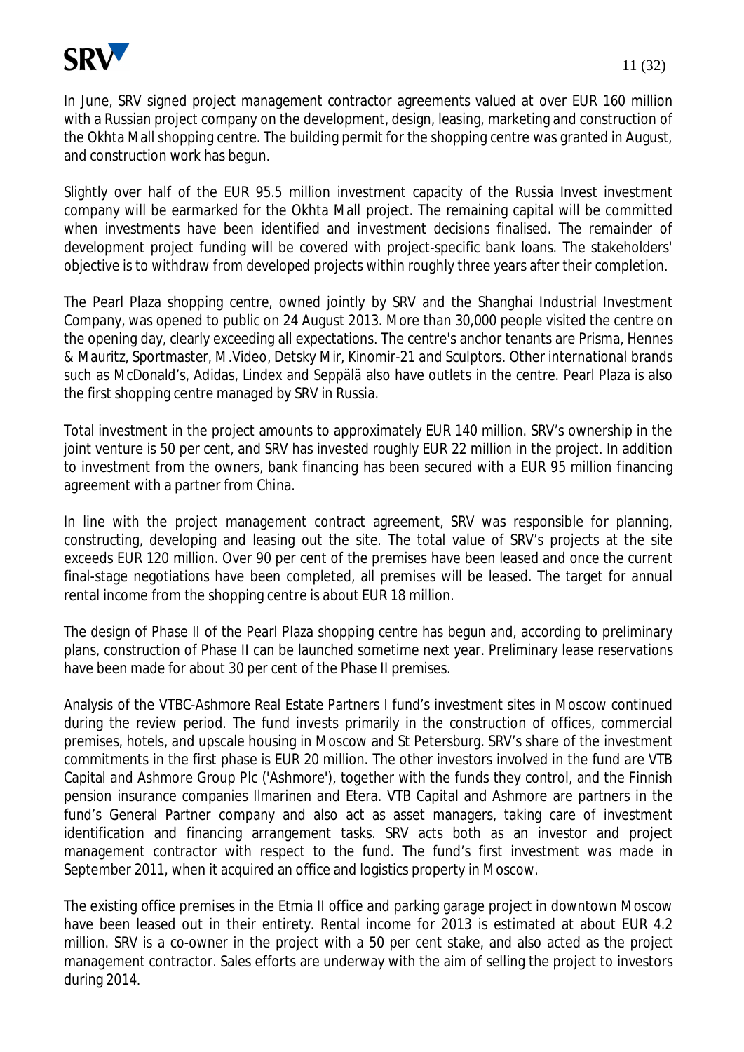In June, SRV signed project management contractor agreements valued at over EUR 160 million with a Russian project company on the development, design, leasing, marketing and construction of the Okhta Mall shopping centre. The building permit for the shopping centre was granted in August, and construction work has begun.

Slightly over half of the EUR 95.5 million investment capacity of the Russia Invest investment company will be earmarked for the Okhta Mall project. The remaining capital will be committed when investments have been identified and investment decisions finalised. The remainder of development project funding will be covered with project-specific bank loans. The stakeholders' objective is to withdraw from developed projects within roughly three years after their completion.

The Pearl Plaza shopping centre, owned jointly by SRV and the Shanghai Industrial Investment Company, was opened to public on 24 August 2013. More than 30,000 people visited the centre on the opening day, clearly exceeding all expectations. The centre's anchor tenants are Prisma, Hennes & Mauritz, Sportmaster, M.Video, Detsky Mir, Kinomir-21 and Sculptors. Other international brands such as McDonald's, Adidas, Lindex and Seppälä also have outlets in the centre. Pearl Plaza is also the first shopping centre managed by SRV in Russia.

Total investment in the project amounts to approximately EUR 140 million. SRV's ownership in the joint venture is 50 per cent, and SRV has invested roughly EUR 22 million in the project. In addition to investment from the owners, bank financing has been secured with a EUR 95 million financing agreement with a partner from China.

In line with the project management contract agreement, SRV was responsible for planning, constructing, developing and leasing out the site. The total value of SRV's projects at the site exceeds EUR 120 million. Over 90 per cent of the premises have been leased and once the current final-stage negotiations have been completed, all premises will be leased. The target for annual rental income from the shopping centre is about EUR 18 million.

The design of Phase II of the Pearl Plaza shopping centre has begun and, according to preliminary plans, construction of Phase II can be launched sometime next year. Preliminary lease reservations have been made for about 30 per cent of the Phase II premises.

Analysis of the VTBC-Ashmore Real Estate Partners I fund's investment sites in Moscow continued during the review period. The fund invests primarily in the construction of offices, commercial premises, hotels, and upscale housing in Moscow and St Petersburg. SRV's share of the investment commitments in the first phase is EUR 20 million. The other investors involved in the fund are VTB Capital and Ashmore Group Plc ('Ashmore'), together with the funds they control, and the Finnish pension insurance companies Ilmarinen and Etera. VTB Capital and Ashmore are partners in the fund's General Partner company and also act as asset managers, taking care of investment identification and financing arrangement tasks. SRV acts both as an investor and project management contractor with respect to the fund. The fund's first investment was made in September 2011, when it acquired an office and logistics property in Moscow.

The existing office premises in the Etmia II office and parking garage project in downtown Moscow have been leased out in their entirety. Rental income for 2013 is estimated at about EUR 4.2 million. SRV is a co-owner in the project with a 50 per cent stake, and also acted as the project management contractor. Sales efforts are underway with the aim of selling the project to investors during 2014.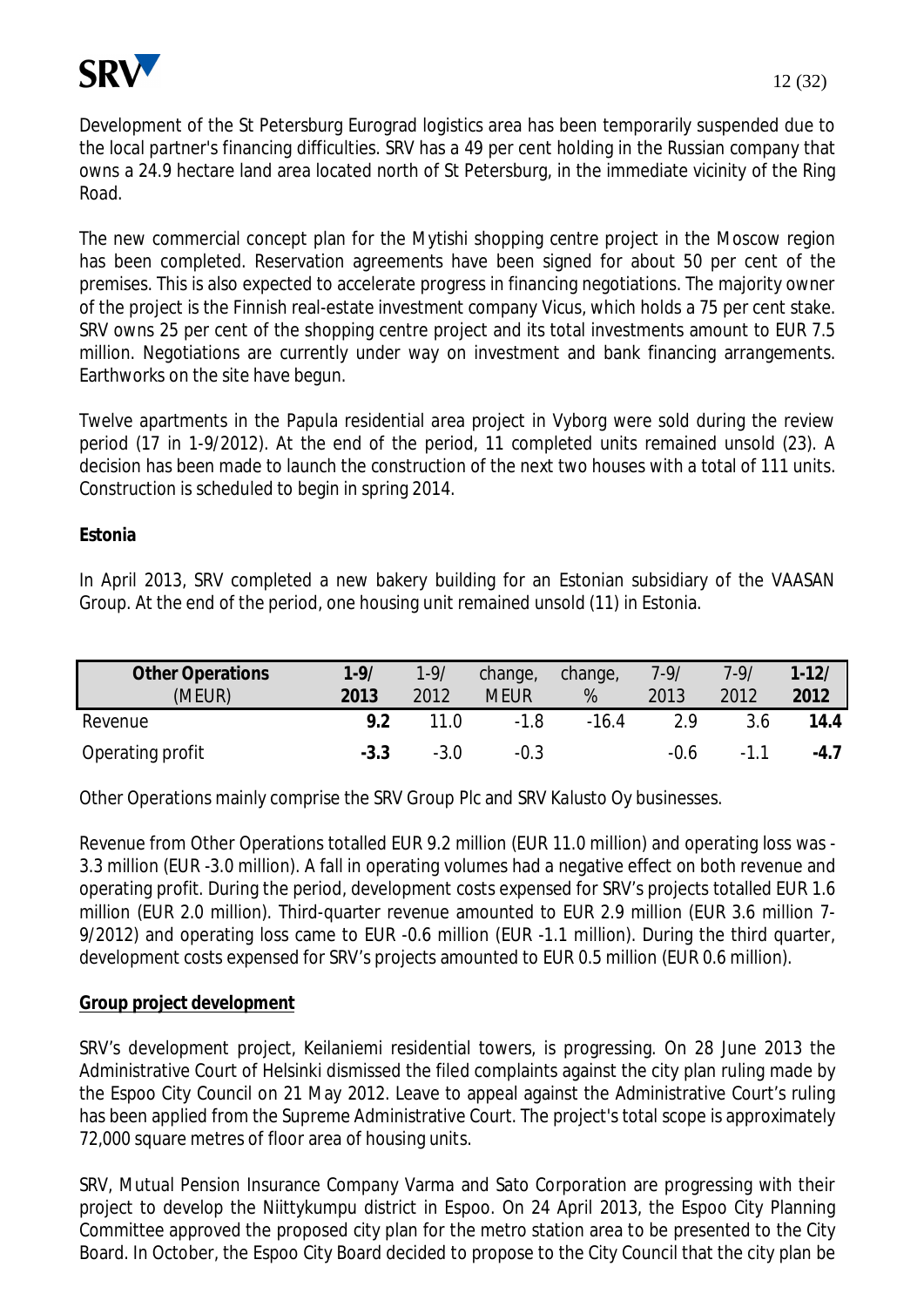Development of the St Petersburg Eurograd logistics area has been temporarily suspended due to the local partner's financing difficulties. SRV has a 49 per cent holding in the Russian company that owns a 24.9 hectare land area located north of St Petersburg, in the immediate vicinity of the Ring Road.

The new commercial concept plan for the Mytishi shopping centre project in the Moscow region has been completed. Reservation agreements have been signed for about 50 per cent of the premises. This is also expected to accelerate progress in financing negotiations. The majority owner of the project is the Finnish real-estate investment company Vicus, which holds a 75 per cent stake. SRV owns 25 per cent of the shopping centre project and its total investments amount to EUR 7.5 million. Negotiations are currently under way on investment and bank financing arrangements. Earthworks on the site have begun.

Twelve apartments in the Papula residential area project in Vyborg were sold during the review period (17 in 1-9/2012). At the end of the period, 11 completed units remained unsold (23). A decision has been made to launch the construction of the next two houses with a total of 111 units. Construction is scheduled to begin in spring 2014.

**Estonia**

In April 2013, SRV completed a new bakery building for an Estonian subsidiary of the VAASAN Group. At the end of the period, one housing unit remained unsold (11) in Estonia.

| **Other Operations** (MEUR) | **1-9/ 2013** | 1-9/ 2012 | change, MEUR | change, % | 7-9/ 2013 | 7-9/ 2012 | **1-12/ 2012** |
|---|---|---|---|---|---|---|---|
| Revenue | **9.2** | 11.0 | -1.8 | -16.4 | 2.9 | 3.6 | **14.4** |
| Operating profit | **-3.3** | -3.0 | -0.3 | | -0.6 | -1.1 | **-4.7** |

Other Operations mainly comprise the SRV Group Plc and SRV Kalusto Oy businesses.

Revenue from Other Operations totalled EUR 9.2 million (EUR 11.0 million) and operating loss was -3.3 million (EUR -3.0 million). A fall in operating volumes had a negative effect on both revenue and operating profit. During the period, development costs expensed for SRV's projects totalled EUR 1.6 million (EUR 2.0 million). Third-quarter revenue amounted to EUR 2.9 million (EUR 3.6 million 7-9/2012) and operating loss came to EUR -0.6 million (EUR -1.1 million). During the third quarter, development costs expensed for SRV's projects amounted to EUR 0.5 million (EUR 0.6 million).

**Group project development**

SRV's development project, Keilaniemi residential towers, is progressing. On 28 June 2013 the Administrative Court of Helsinki dismissed the filed complaints against the city plan ruling made by the Espoo City Council on 21 May 2012. Leave to appeal against the Administrative Court's ruling has been applied from the Supreme Administrative Court. The project's total scope is approximately 72,000 square metres of floor area of housing units.

SRV, Mutual Pension Insurance Company Varma and Sato Corporation are progressing with their project to develop the Niittykumpu district in Espoo. On 24 April 2013, the Espoo City Planning Committee approved the proposed city plan for the metro station area to be presented to the City Board. In October, the Espoo City Board decided to propose to the City Council that the city plan be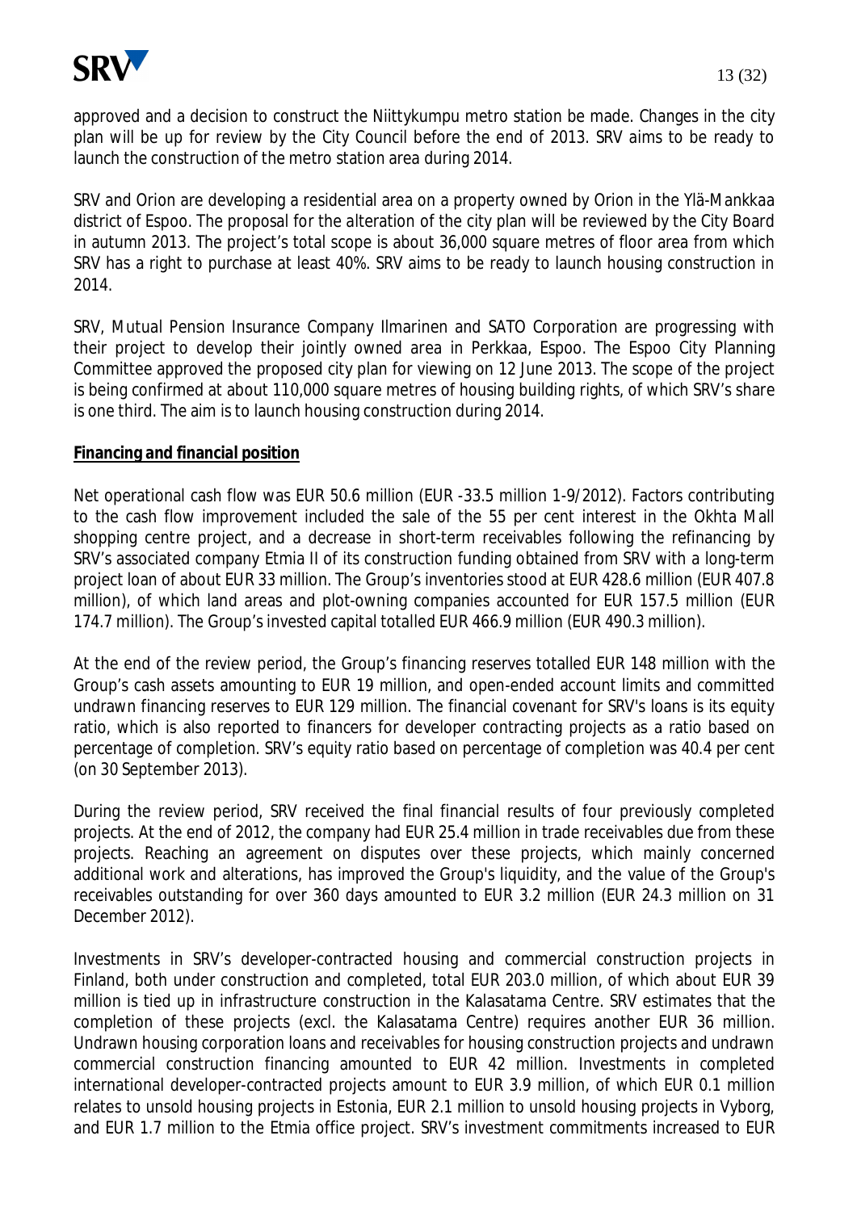approved and a decision to construct the Niittykumpu metro station be made. Changes in the city plan will be up for review by the City Council before the end of 2013. SRV aims to be ready to launch the construction of the metro station area during 2014.

SRV and Orion are developing a residential area on a property owned by Orion in the Ylä-Mankkaa district of Espoo. The proposal for the alteration of the city plan will be reviewed by the City Board in autumn 2013. The project's total scope is about 36,000 square metres of floor area from which SRV has a right to purchase at least 40%. SRV aims to be ready to launch housing construction in 2014.

SRV, Mutual Pension Insurance Company Ilmarinen and SATO Corporation are progressing with their project to develop their jointly owned area in Perkkaa, Espoo. The Espoo City Planning Committee approved the proposed city plan for viewing on 12 June 2013. The scope of the project is being confirmed at about 110,000 square metres of housing building rights, of which SRV's share is one third. The aim is to launch housing construction during 2014.

**Financing and financial position**

Net operational cash flow was EUR 50.6 million (EUR -33.5 million 1-9/2012). Factors contributing to the cash flow improvement included the sale of the 55 per cent interest in the Okhta Mall shopping centre project, and a decrease in short-term receivables following the refinancing by SRV's associated company Etmia II of its construction funding obtained from SRV with a long-term project loan of about EUR 33 million. The Group's inventories stood at EUR 428.6 million (EUR 407.8 million), of which land areas and plot-owning companies accounted for EUR 157.5 million (EUR 174.7 million). The Group's invested capital totalled EUR 466.9 million (EUR 490.3 million).

At the end of the review period, the Group's financing reserves totalled EUR 148 million with the Group's cash assets amounting to EUR 19 million, and open-ended account limits and committed undrawn financing reserves to EUR 129 million. The financial covenant for SRV's loans is its equity ratio, which is also reported to financers for developer contracting projects as a ratio based on percentage of completion. SRV's equity ratio based on percentage of completion was 40.4 per cent (on 30 September 2013).

During the review period, SRV received the final financial results of four previously completed projects. At the end of 2012, the company had EUR 25.4 million in trade receivables due from these projects. Reaching an agreement on disputes over these projects, which mainly concerned additional work and alterations, has improved the Group's liquidity, and the value of the Group's receivables outstanding for over 360 days amounted to EUR 3.2 million (EUR 24.3 million on 31 December 2012).

Investments in SRV's developer-contracted housing and commercial construction projects in Finland, both under construction and completed, total EUR 203.0 million, of which about EUR 39 million is tied up in infrastructure construction in the Kalasatama Centre. SRV estimates that the completion of these projects (excl. the Kalasatama Centre) requires another EUR 36 million. Undrawn housing corporation loans and receivables for housing construction projects and undrawn commercial construction financing amounted to EUR 42 million. Investments in completed international developer-contracted projects amount to EUR 3.9 million, of which EUR 0.1 million relates to unsold housing projects in Estonia, EUR 2.1 million to unsold housing projects in Vyborg, and EUR 1.7 million to the Etmia office project. SRV's investment commitments increased to EUR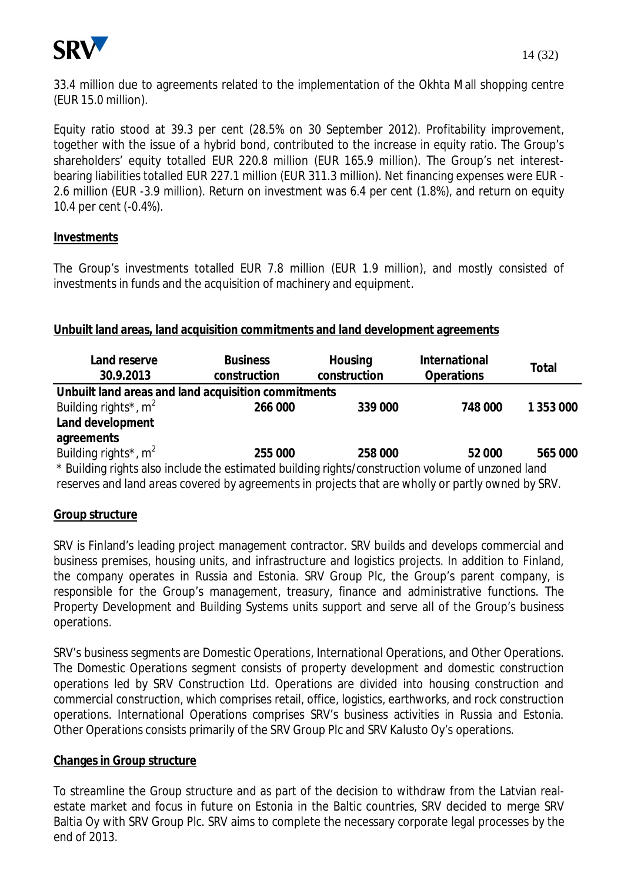33.4 million due to agreements related to the implementation of the Okhta Mall shopping centre (EUR 15.0 million).

Equity ratio stood at 39.3 per cent (28.5% on 30 September 2012). Profitability improvement, together with the issue of a hybrid bond, contributed to the increase in equity ratio. The Group's shareholders' equity totalled EUR 220.8 million (EUR 165.9 million). The Group's net interest-bearing liabilities totalled EUR 227.1 million (EUR 311.3 million). Net financing expenses were EUR -2.6 million (EUR -3.9 million). Return on investment was 6.4 per cent (1.8%), and return on equity 10.4 per cent (-0.4%).

**Investments**

The Group's investments totalled EUR 7.8 million (EUR 1.9 million), and mostly consisted of investments in funds and the acquisition of machinery and equipment.

**Unbuilt land areas, land acquisition commitments and land development agreements**

| Land reserve 30.9.2013 | Business construction | Housing construction | International Operations | Total |
|---|---|---|---|---|
| **Unbuilt land areas and land acquisition commitments** | | | | |
| Building rights*, m$^2$ | **266 000** | **339 000** | **748 000** | **1 353 000** |
| **Land development agreements** | | | | |
| Building rights*, m$^2$ | **255 000** | **258 000** | **52 000** | **565 000** |

* Building rights also include the estimated building rights/construction volume of unzoned land reserves and land areas covered by agreements in projects that are wholly or partly owned by SRV.

**Group structure**

SRV is Finland's leading project management contractor. SRV builds and develops commercial and business premises, housing units, and infrastructure and logistics projects. In addition to Finland, the company operates in Russia and Estonia. SRV Group Plc, the Group's parent company, is responsible for the Group's management, treasury, finance and administrative functions. The Property Development and Building Systems units support and serve all of the Group's business operations.

SRV's business segments are Domestic Operations, International Operations, and Other Operations. The Domestic Operations segment consists of property development and domestic construction operations led by SRV Construction Ltd. Operations are divided into housing construction and commercial construction, which comprises retail, office, logistics, earthworks, and rock construction operations. International Operations comprises SRV's business activities in Russia and Estonia. Other Operations consists primarily of the SRV Group Plc and SRV Kalusto Oy's operations.

**Changes in Group structure**

To streamline the Group structure and as part of the decision to withdraw from the Latvian real-estate market and focus in future on Estonia in the Baltic countries, SRV decided to merge SRV Baltia Oy with SRV Group Plc. SRV aims to complete the necessary corporate legal processes by the end of 2013.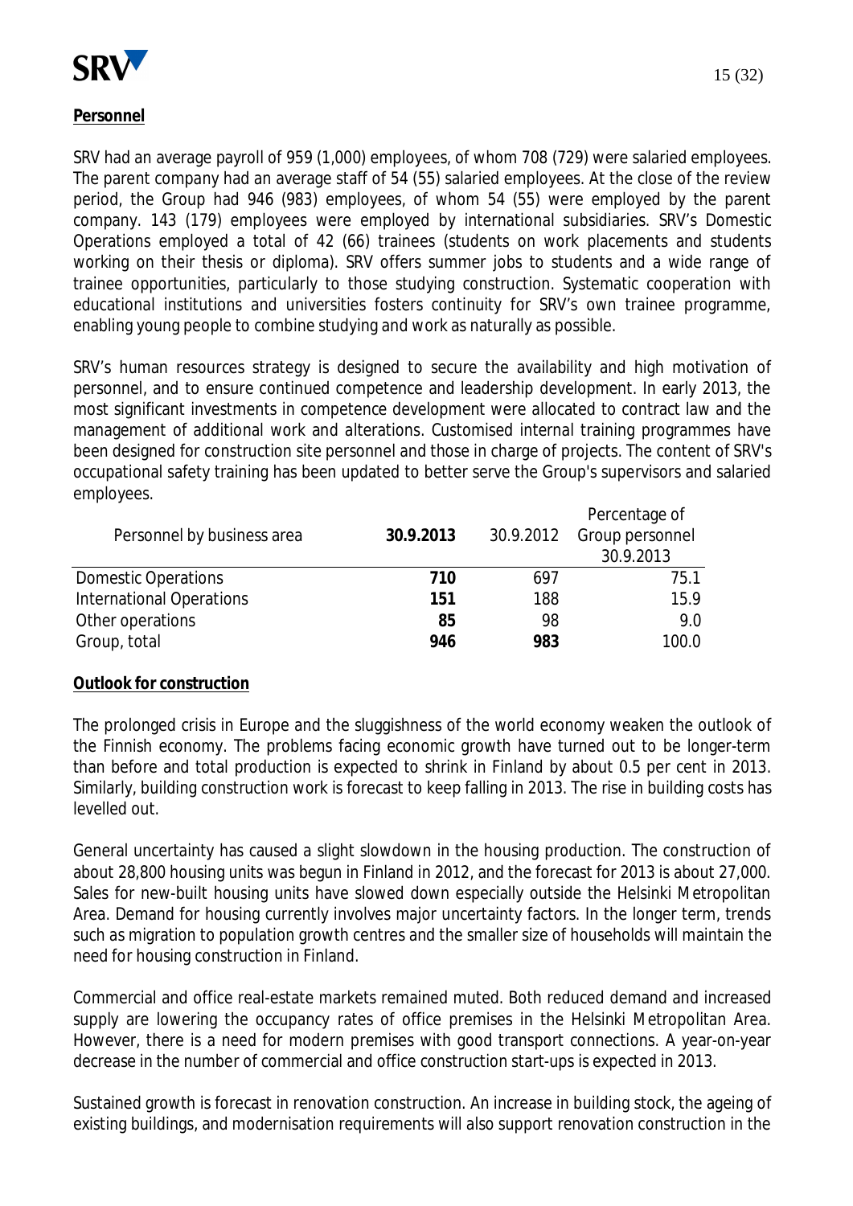## Personnel

SRV had an average payroll of 959 (1,000) employees, of whom 708 (729) were salaried employees. The parent company had an average staff of 54 (55) salaried employees. At the close of the review period, the Group had 946 (983) employees, of whom 54 (55) were employed by the parent company. 143 (179) employees were employed by international subsidiaries. SRV's Domestic Operations employed a total of 42 (66) trainees (students on work placements and students working on their thesis or diploma). SRV offers summer jobs to students and a wide range of trainee opportunities, particularly to those studying construction. Systematic cooperation with educational institutions and universities fosters continuity for SRV's own trainee programme, enabling young people to combine studying and work as naturally as possible.

SRV's human resources strategy is designed to secure the availability and high motivation of personnel, and to ensure continued competence and leadership development. In early 2013, the most significant investments in competence development were allocated to contract law and the management of additional work and alterations. Customised internal training programmes have been designed for construction site personnel and those in charge of projects. The content of SRV's occupational safety training has been updated to better serve the Group's supervisors and salaried employees.

| Personnel by business area | **30.9.2013** | 30.9.2012 | Percentage of Group personnel 30.9.2013 |
|---|---|---|---|
| Domestic Operations | **710** | 697 | 75.1 |
| International Operations | **151** | 188 | 15.9 |
| Other operations | **85** | 98 | 9.0 |
| Group, total | **946** | **983** | 100.0 |

## Outlook for construction

The prolonged crisis in Europe and the sluggishness of the world economy weaken the outlook of the Finnish economy. The problems facing economic growth have turned out to be longer-term than before and total production is expected to shrink in Finland by about 0.5 per cent in 2013. Similarly, building construction work is forecast to keep falling in 2013. The rise in building costs has levelled out.

General uncertainty has caused a slight slowdown in the housing production. The construction of about 28,800 housing units was begun in Finland in 2012, and the forecast for 2013 is about 27,000. Sales for new-built housing units have slowed down especially outside the Helsinki Metropolitan Area. Demand for housing currently involves major uncertainty factors. In the longer term, trends such as migration to population growth centres and the smaller size of households will maintain the need for housing construction in Finland.

Commercial and office real-estate markets remained muted. Both reduced demand and increased supply are lowering the occupancy rates of office premises in the Helsinki Metropolitan Area. However, there is a need for modern premises with good transport connections. A year-on-year decrease in the number of commercial and office construction start-ups is expected in 2013.

Sustained growth is forecast in renovation construction. An increase in building stock, the ageing of existing buildings, and modernisation requirements will also support renovation construction in the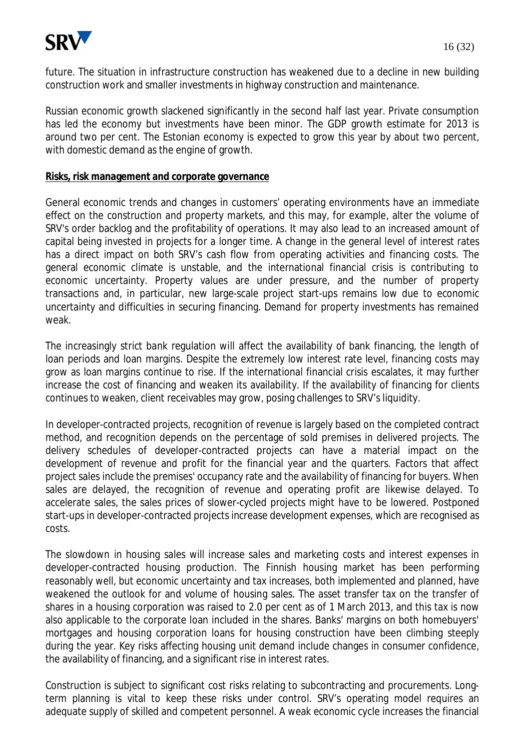future. The situation in infrastructure construction has weakened due to a decline in new building construction work and smaller investments in highway construction and maintenance.

Russian economic growth slackened significantly in the second half last year. Private consumption has led the economy but investments have been minor. The GDP growth estimate for 2013 is around two per cent. The Estonian economy is expected to grow this year by about two percent, with domestic demand as the engine of growth.

**Risks, risk management and corporate governance**

General economic trends and changes in customers' operating environments have an immediate effect on the construction and property markets, and this may, for example, alter the volume of SRV's order backlog and the profitability of operations. It may also lead to an increased amount of capital being invested in projects for a longer time. A change in the general level of interest rates has a direct impact on both SRV's cash flow from operating activities and financing costs. The general economic climate is unstable, and the international financial crisis is contributing to economic uncertainty. Property values are under pressure, and the number of property transactions and, in particular, new large-scale project start-ups remains low due to economic uncertainty and difficulties in securing financing. Demand for property investments has remained weak.

The increasingly strict bank regulation will affect the availability of bank financing, the length of loan periods and loan margins. Despite the extremely low interest rate level, financing costs may grow as loan margins continue to rise. If the international financial crisis escalates, it may further increase the cost of financing and weaken its availability. If the availability of financing for clients continues to weaken, client receivables may grow, posing challenges to SRV's liquidity.

In developer-contracted projects, recognition of revenue is largely based on the completed contract method, and recognition depends on the percentage of sold premises in delivered projects. The delivery schedules of developer-contracted projects can have a material impact on the development of revenue and profit for the financial year and the quarters. Factors that affect project sales include the premises' occupancy rate and the availability of financing for buyers. When sales are delayed, the recognition of revenue and operating profit are likewise delayed. To accelerate sales, the sales prices of slower-cycled projects might have to be lowered. Postponed start-ups in developer-contracted projects increase development expenses, which are recognised as costs.

The slowdown in housing sales will increase sales and marketing costs and interest expenses in developer-contracted housing production. The Finnish housing market has been performing reasonably well, but economic uncertainty and tax increases, both implemented and planned, have weakened the outlook for and volume of housing sales. The asset transfer tax on the transfer of shares in a housing corporation was raised to 2.0 per cent as of 1 March 2013, and this tax is now also applicable to the corporate loan included in the shares. Banks' margins on both homebuyers' mortgages and housing corporation loans for housing construction have been climbing steeply during the year. Key risks affecting housing unit demand include changes in consumer confidence, the availability of financing, and a significant rise in interest rates.

Construction is subject to significant cost risks relating to subcontracting and procurements. Long-term planning is vital to keep these risks under control. SRV's operating model requires an adequate supply of skilled and competent personnel. A weak economic cycle increases the financial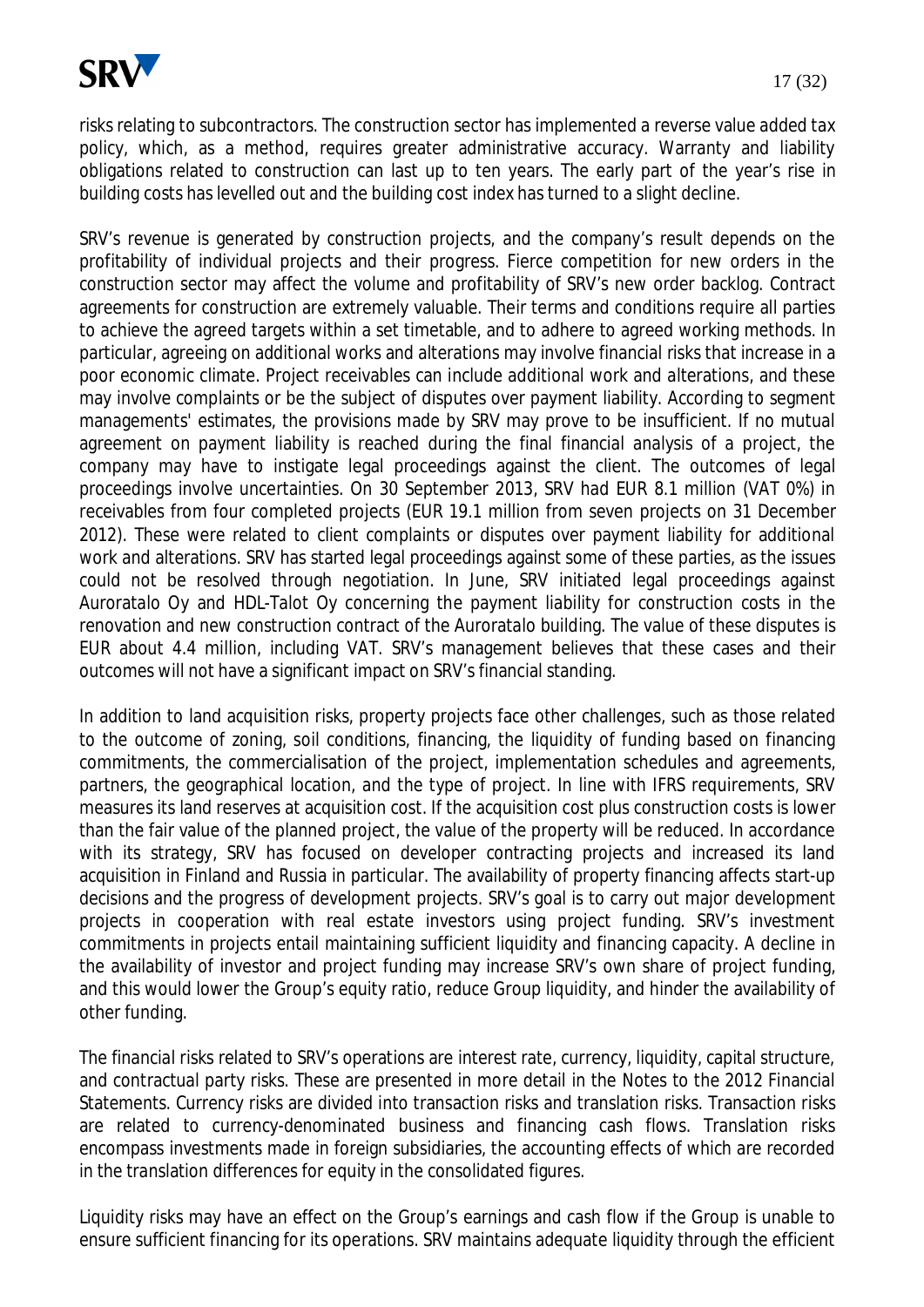risks relating to subcontractors. The construction sector has implemented a reverse value added tax policy, which, as a method, requires greater administrative accuracy. Warranty and liability obligations related to construction can last up to ten years. The early part of the year's rise in building costs has levelled out and the building cost index has turned to a slight decline.

SRV's revenue is generated by construction projects, and the company's result depends on the profitability of individual projects and their progress. Fierce competition for new orders in the construction sector may affect the volume and profitability of SRV's new order backlog. Contract agreements for construction are extremely valuable. Their terms and conditions require all parties to achieve the agreed targets within a set timetable, and to adhere to agreed working methods. In particular, agreeing on additional works and alterations may involve financial risks that increase in a poor economic climate. Project receivables can include additional work and alterations, and these may involve complaints or be the subject of disputes over payment liability. According to segment managements' estimates, the provisions made by SRV may prove to be insufficient. If no mutual agreement on payment liability is reached during the final financial analysis of a project, the company may have to instigate legal proceedings against the client. The outcomes of legal proceedings involve uncertainties. On 30 September 2013, SRV had EUR 8.1 million (VAT 0%) in receivables from four completed projects (EUR 19.1 million from seven projects on 31 December 2012). These were related to client complaints or disputes over payment liability for additional work and alterations. SRV has started legal proceedings against some of these parties, as the issues could not be resolved through negotiation. In June, SRV initiated legal proceedings against Auroratalo Oy and HDL-Talot Oy concerning the payment liability for construction costs in the renovation and new construction contract of the Auroratalo building. The value of these disputes is EUR about 4.4 million, including VAT. SRV's management believes that these cases and their outcomes will not have a significant impact on SRV's financial standing.

In addition to land acquisition risks, property projects face other challenges, such as those related to the outcome of zoning, soil conditions, financing, the liquidity of funding based on financing commitments, the commercialisation of the project, implementation schedules and agreements, partners, the geographical location, and the type of project. In line with IFRS requirements, SRV measures its land reserves at acquisition cost. If the acquisition cost plus construction costs is lower than the fair value of the planned project, the value of the property will be reduced. In accordance with its strategy, SRV has focused on developer contracting projects and increased its land acquisition in Finland and Russia in particular. The availability of property financing affects start-up decisions and the progress of development projects. SRV's goal is to carry out major development projects in cooperation with real estate investors using project funding. SRV's investment commitments in projects entail maintaining sufficient liquidity and financing capacity. A decline in the availability of investor and project funding may increase SRV's own share of project funding, and this would lower the Group's equity ratio, reduce Group liquidity, and hinder the availability of other funding.

The financial risks related to SRV's operations are interest rate, currency, liquidity, capital structure, and contractual party risks. These are presented in more detail in the Notes to the 2012 Financial Statements. Currency risks are divided into transaction risks and translation risks. Transaction risks are related to currency-denominated business and financing cash flows. Translation risks encompass investments made in foreign subsidiaries, the accounting effects of which are recorded in the translation differences for equity in the consolidated figures.

Liquidity risks may have an effect on the Group's earnings and cash flow if the Group is unable to ensure sufficient financing for its operations. SRV maintains adequate liquidity through the efficient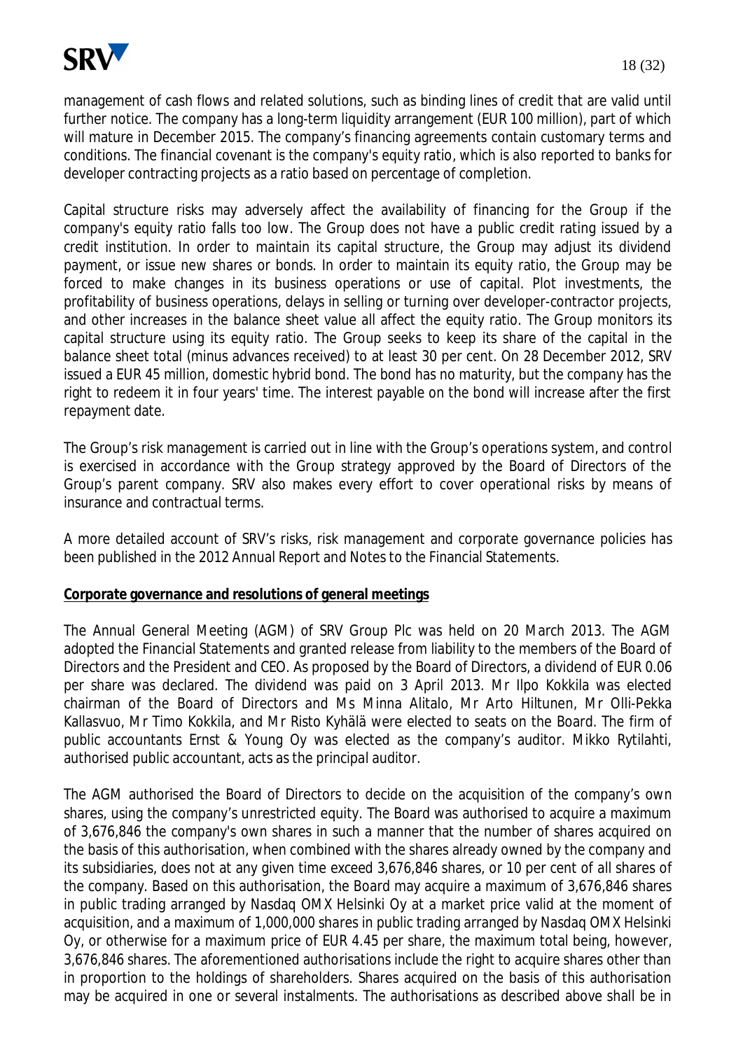management of cash flows and related solutions, such as binding lines of credit that are valid until further notice. The company has a long-term liquidity arrangement (EUR 100 million), part of which will mature in December 2015. The company's financing agreements contain customary terms and conditions. The financial covenant is the company's equity ratio, which is also reported to banks for developer contracting projects as a ratio based on percentage of completion.

Capital structure risks may adversely affect the availability of financing for the Group if the company's equity ratio falls too low. The Group does not have a public credit rating issued by a credit institution. In order to maintain its capital structure, the Group may adjust its dividend payment, or issue new shares or bonds. In order to maintain its equity ratio, the Group may be forced to make changes in its business operations or use of capital. Plot investments, the profitability of business operations, delays in selling or turning over developer-contractor projects, and other increases in the balance sheet value all affect the equity ratio. The Group monitors its capital structure using its equity ratio. The Group seeks to keep its share of the capital in the balance sheet total (minus advances received) to at least 30 per cent. On 28 December 2012, SRV issued a EUR 45 million, domestic hybrid bond. The bond has no maturity, but the company has the right to redeem it in four years' time. The interest payable on the bond will increase after the first repayment date.

The Group's risk management is carried out in line with the Group's operations system, and control is exercised in accordance with the Group strategy approved by the Board of Directors of the Group's parent company. SRV also makes every effort to cover operational risks by means of insurance and contractual terms.

A more detailed account of SRV's risks, risk management and corporate governance policies has been published in the 2012 Annual Report and Notes to the Financial Statements.

**Corporate governance and resolutions of general meetings**

The Annual General Meeting (AGM) of SRV Group Plc was held on 20 March 2013. The AGM adopted the Financial Statements and granted release from liability to the members of the Board of Directors and the President and CEO. As proposed by the Board of Directors, a dividend of EUR 0.06 per share was declared. The dividend was paid on 3 April 2013. Mr Ilpo Kokkila was elected chairman of the Board of Directors and Ms Minna Alitalo, Mr Arto Hiltunen, Mr Olli-Pekka Kallasvuo, Mr Timo Kokkila, and Mr Risto Kyhälä were elected to seats on the Board. The firm of public accountants Ernst & Young Oy was elected as the company's auditor. Mikko Rytilahti, authorised public accountant, acts as the principal auditor.

The AGM authorised the Board of Directors to decide on the acquisition of the company's own shares, using the company's unrestricted equity. The Board was authorised to acquire a maximum of 3,676,846 the company's own shares in such a manner that the number of shares acquired on the basis of this authorisation, when combined with the shares already owned by the company and its subsidiaries, does not at any given time exceed 3,676,846 shares, or 10 per cent of all shares of the company. Based on this authorisation, the Board may acquire a maximum of 3,676,846 shares in public trading arranged by Nasdaq OMX Helsinki Oy at a market price valid at the moment of acquisition, and a maximum of 1,000,000 shares in public trading arranged by Nasdaq OMX Helsinki Oy, or otherwise for a maximum price of EUR 4.45 per share, the maximum total being, however, 3,676,846 shares. The aforementioned authorisations include the right to acquire shares other than in proportion to the holdings of shareholders. Shares acquired on the basis of this authorisation may be acquired in one or several instalments. The authorisations as described above shall be in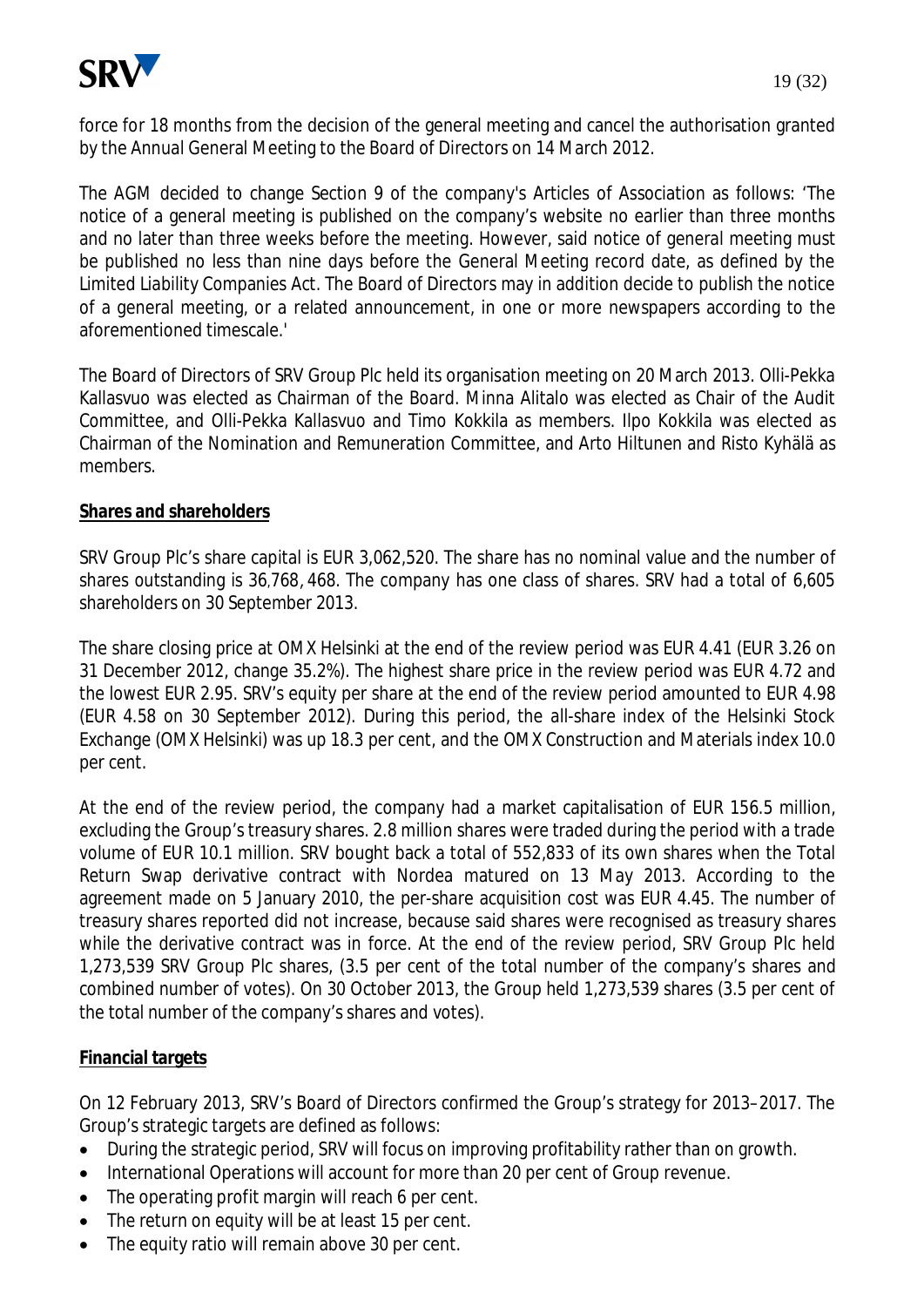force for 18 months from the decision of the general meeting and cancel the authorisation granted by the Annual General Meeting to the Board of Directors on 14 March 2012.

The AGM decided to change Section 9 of the company's Articles of Association as follows: 'The notice of a general meeting is published on the company's website no earlier than three months and no later than three weeks before the meeting. However, said notice of general meeting must be published no less than nine days before the General Meeting record date, as defined by the Limited Liability Companies Act. The Board of Directors may in addition decide to publish the notice of a general meeting, or a related announcement, in one or more newspapers according to the aforementioned timescale.'

The Board of Directors of SRV Group Plc held its organisation meeting on 20 March 2013. Olli-Pekka Kallasvuo was elected as Chairman of the Board. Minna Alitalo was elected as Chair of the Audit Committee, and Olli-Pekka Kallasvuo and Timo Kokkila as members. Ilpo Kokkila was elected as Chairman of the Nomination and Remuneration Committee, and Arto Hiltunen and Risto Kyhälä as members.

**Shares and shareholders**

SRV Group Plc's share capital is EUR 3,062,520. The share has no nominal value and the number of shares outstanding is 36,768,468. The company has one class of shares. SRV had a total of 6,605 shareholders on 30 September 2013.

The share closing price at OMX Helsinki at the end of the review period was EUR 4.41 (EUR 3.26 on 31 December 2012, change 35.2%). The highest share price in the review period was EUR 4.72 and the lowest EUR 2.95. SRV's equity per share at the end of the review period amounted to EUR 4.98 (EUR 4.58 on 30 September 2012). During this period, the all-share index of the Helsinki Stock Exchange (OMX Helsinki) was up 18.3 per cent, and the OMX Construction and Materials index 10.0 per cent.

At the end of the review period, the company had a market capitalisation of EUR 156.5 million, excluding the Group's treasury shares. 2.8 million shares were traded during the period with a trade volume of EUR 10.1 million. SRV bought back a total of 552,833 of its own shares when the Total Return Swap derivative contract with Nordea matured on 13 May 2013. According to the agreement made on 5 January 2010, the per-share acquisition cost was EUR 4.45. The number of treasury shares reported did not increase, because said shares were recognised as treasury shares while the derivative contract was in force. At the end of the review period, SRV Group Plc held 1,273,539 SRV Group Plc shares, (3.5 per cent of the total number of the company's shares and combined number of votes). On 30 October 2013, the Group held 1,273,539 shares (3.5 per cent of the total number of the company's shares and votes).

**Financial targets**

On 12 February 2013, SRV's Board of Directors confirmed the Group's strategy for 2013–2017. The Group's strategic targets are defined as follows:

- During the strategic period, SRV will focus on improving profitability rather than on growth.
- International Operations will account for more than 20 per cent of Group revenue.
- The operating profit margin will reach 6 per cent.
- The return on equity will be at least 15 per cent.
- The equity ratio will remain above 30 per cent.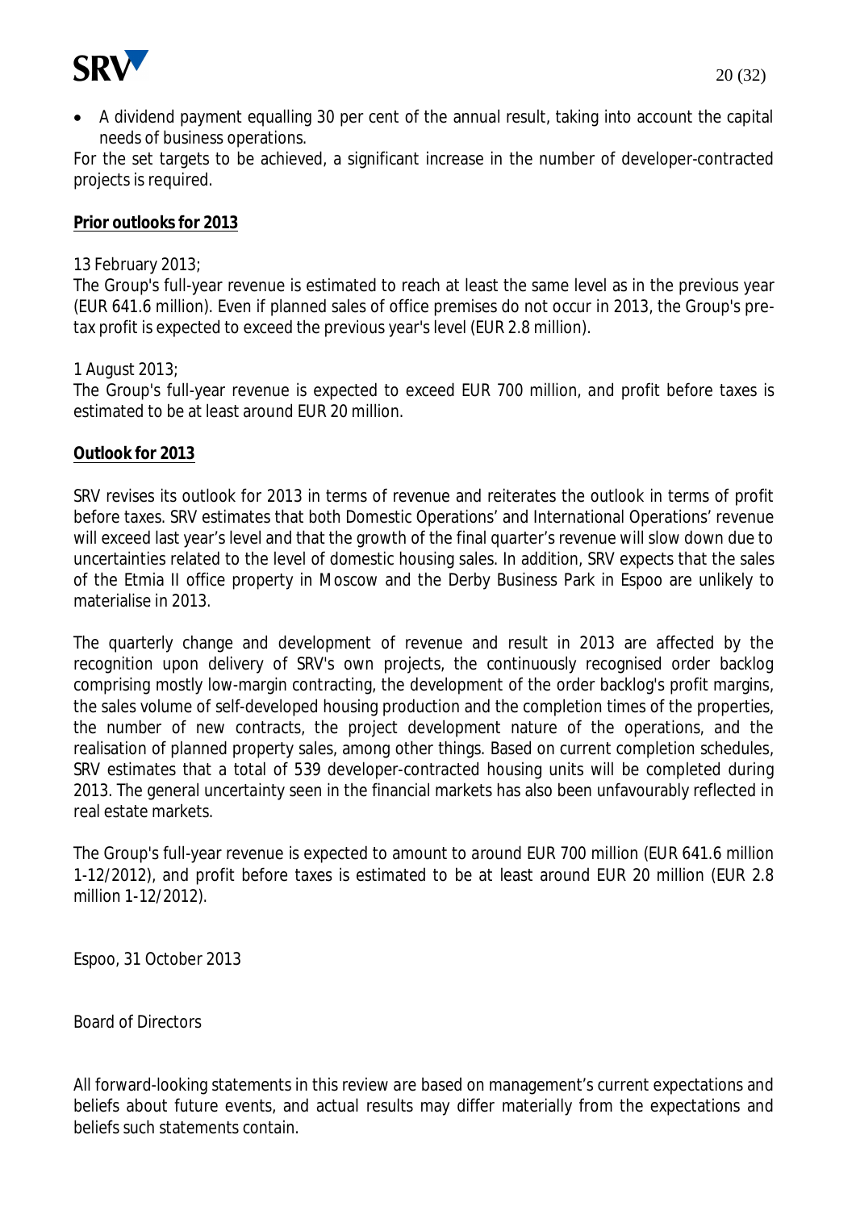- A dividend payment equalling 30 per cent of the annual result, taking into account the capital needs of business operations.

For the set targets to be achieved, a significant increase in the number of developer-contracted projects is required.

**Prior outlooks for 2013**

13 February 2013;

The Group's full-year revenue is estimated to reach at least the same level as in the previous year (EUR 641.6 million). Even if planned sales of office premises do not occur in 2013, the Group's pre-tax profit is expected to exceed the previous year's level (EUR 2.8 million).

1 August 2013;

The Group's full-year revenue is expected to exceed EUR 700 million, and profit before taxes is estimated to be at least around EUR 20 million.

**Outlook for 2013**

SRV revises its outlook for 2013 in terms of revenue and reiterates the outlook in terms of profit before taxes. SRV estimates that both Domestic Operations' and International Operations' revenue will exceed last year's level and that the growth of the final quarter's revenue will slow down due to uncertainties related to the level of domestic housing sales. In addition, SRV expects that the sales of the Etmia II office property in Moscow and the Derby Business Park in Espoo are unlikely to materialise in 2013.

The quarterly change and development of revenue and result in 2013 are affected by the recognition upon delivery of SRV's own projects, the continuously recognised order backlog comprising mostly low-margin contracting, the development of the order backlog's profit margins, the sales volume of self-developed housing production and the completion times of the properties, the number of new contracts, the project development nature of the operations, and the realisation of planned property sales, among other things. Based on current completion schedules, SRV estimates that a total of 539 developer-contracted housing units will be completed during 2013. The general uncertainty seen in the financial markets has also been unfavourably reflected in real estate markets.

The Group's full-year revenue is expected to amount to around EUR 700 million (EUR 641.6 million 1-12/2012), and profit before taxes is estimated to be at least around EUR 20 million (EUR 2.8 million 1-12/2012).

Espoo, 31 October 2013

Board of Directors

All forward-looking statements in this review are based on management's current expectations and beliefs about future events, and actual results may differ materially from the expectations and beliefs such statements contain.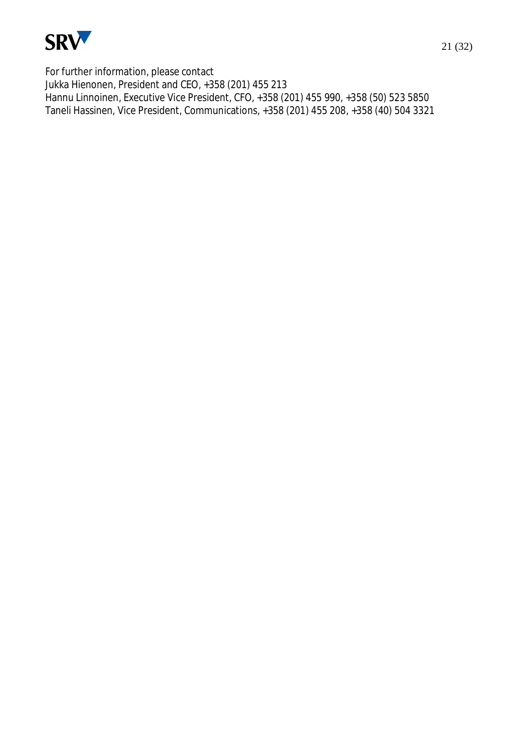For further information, please contact
Jukka Hienonen, President and CEO, +358 (201) 455 213
Hannu Linnoinen, Executive Vice President, CFO, +358 (201) 455 990, +358 (50) 523 5850
Taneli Hassinen, Vice President, Communications, +358 (201) 455 208, +358 (40) 504 3321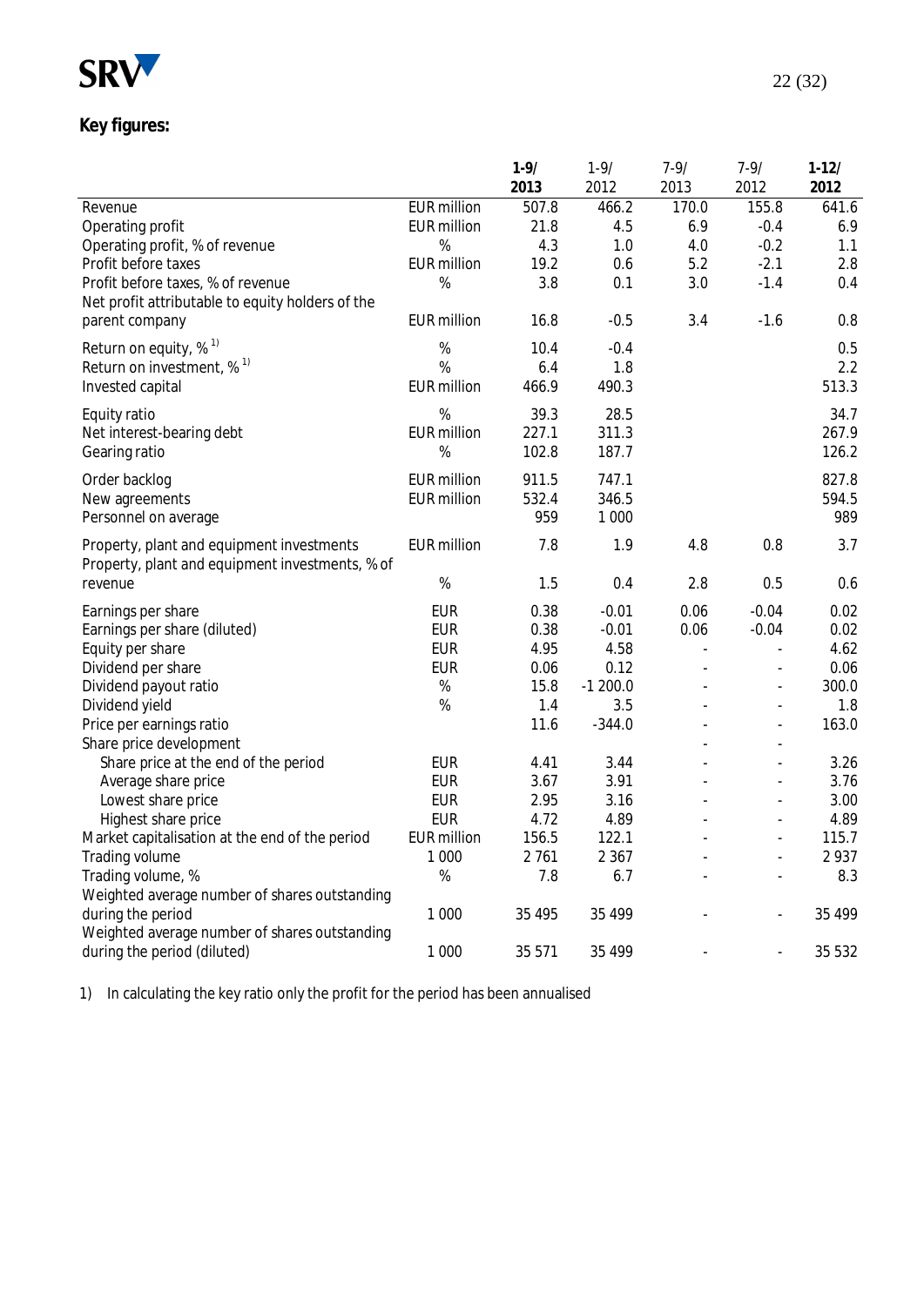**Key figures:**

| | | 1-9/ 2013 | 1-9/ 2012 | 7-9/ 2013 | 7-9/ 2012 | 1-12/ 2012 |
|---|---|---|---|---|---|---|
| Revenue | EUR million | 507.8 | 466.2 | 170.0 | 155.8 | 641.6 |
| Operating profit | EUR million | 21.8 | 4.5 | 6.9 | -0.4 | 6.9 |
| Operating profit, % of revenue | % | 4.3 | 1.0 | 4.0 | -0.2 | 1.1 |
| Profit before taxes | EUR million | 19.2 | 0.6 | 5.2 | -2.1 | 2.8 |
| Profit before taxes, % of revenue | % | 3.8 | 0.1 | 3.0 | -1.4 | 0.4 |
| Net profit attributable to equity holders of the parent company | EUR million | 16.8 | -0.5 | 3.4 | -1.6 | 0.8 |
| Return on equity, % [1)] | % | 10.4 | -0.4 | | | 0.5 |
| Return on investment, % [1)] | % | 6.4 | 1.8 | | | 2.2 |
| Invested capital | EUR million | 466.9 | 490.3 | | | 513.3 |
| Equity ratio | % | 39.3 | 28.5 | | | 34.7 |
| Net interest-bearing debt | EUR million | 227.1 | 311.3 | | | 267.9 |
| Gearing ratio | % | 102.8 | 187.7 | | | 126.2 |
| Order backlog | EUR million | 911.5 | 747.1 | | | 827.8 |
| New agreements | EUR million | 532.4 | 346.5 | | | 594.5 |
| Personnel on average | | 959 | 1 000 | | | 989 |
| Property, plant and equipment investments | EUR million | 7.8 | 1.9 | 4.8 | 0.8 | 3.7 |
| Property, plant and equipment investments, % of revenue | % | 1.5 | 0.4 | 2.8 | 0.5 | 0.6 |
| Earnings per share | EUR | 0.38 | -0.01 | 0.06 | -0.04 | 0.02 |
| Earnings per share (diluted) | EUR | 0.38 | -0.01 | 0.06 | -0.04 | 0.02 |
| Equity per share | EUR | 4.95 | 4.58 | - | - | 4.62 |
| Dividend per share | EUR | 0.06 | 0.12 | - | - | 0.06 |
| Dividend payout ratio | % | 15.8 | -1 200.0 | - | - | 300.0 |
| Dividend yield | % | 1.4 | 3.5 | - | - | 1.8 |
| Price per earnings ratio | | 11.6 | -344.0 | - | - | 163.0 |
| Share price development | | | | - | - | |
| Share price at the end of the period | EUR | 4.41 | 3.44 | - | - | 3.26 |
| Average share price | EUR | 3.67 | 3.91 | - | - | 3.76 |
| Lowest share price | EUR | 2.95 | 3.16 | - | - | 3.00 |
| Highest share price | EUR | 4.72 | 4.89 | - | - | 4.89 |
| Market capitalisation at the end of the period | EUR million | 156.5 | 122.1 | - | - | 115.7 |
| Trading volume | 1 000 | 2 761 | 2 367 | - | - | 2 937 |
| Trading volume, % | % | 7.8 | 6.7 | - | - | 8.3 |
| Weighted average number of shares outstanding during the period | 1 000 | 35 495 | 35 499 | - | - | 35 499 |
| Weighted average number of shares outstanding during the period (diluted) | 1 000 | 35 571 | 35 499 | - | - | 35 532 |

1) In calculating the key ratio only the profit for the period has been annualised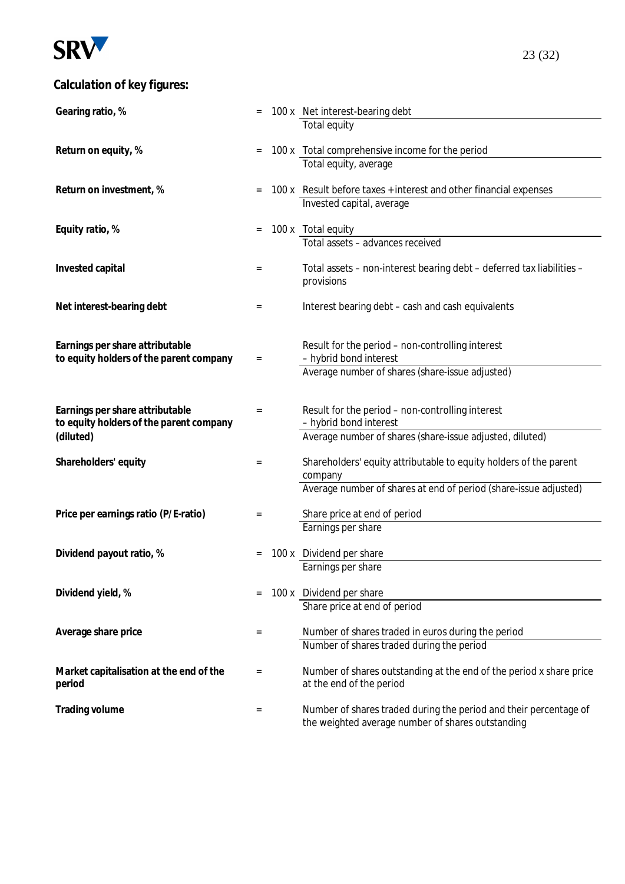## Calculation of key figures:

| | | | |
|---|---|---|---|
| **Gearing ratio, %** | = | 100 x | Net interest-bearing debt / Total equity |
| **Return on equity, %** | = | 100 x | Total comprehensive income for the period / Total equity, average |
| **Return on investment, %** | = | 100 x | Result before taxes + interest and other financial expenses / Invested capital, average |
| **Equity ratio, %** | = | 100 x | Total equity / Total assets – advances received |
| **Invested capital** | = | | Total assets – non-interest bearing debt – deferred tax liabilities – provisions |
| **Net interest-bearing debt** | = | | Interest bearing debt – cash and cash equivalents |
| **Earnings per share attributable to equity holders of the parent company** | = | | Result for the period – non-controlling interest – hybrid bond interest / Average number of shares (share-issue adjusted) |
| **Earnings per share attributable to equity holders of the parent company (diluted)** | = | | Result for the period – non-controlling interest – hybrid bond interest / Average number of shares (share-issue adjusted, diluted) |
| **Shareholders' equity** | = | | Shareholders' equity attributable to equity holders of the parent company / Average number of shares at end of period (share-issue adjusted) |
| **Price per earnings ratio (P/E-ratio)** | = | | Share price at end of period / Earnings per share |
| **Dividend payout ratio, %** | = | 100 x | Dividend per share / Earnings per share |
| **Dividend yield, %** | = | 100 x | Dividend per share / Share price at end of period |
| **Average share price** | = | | Number of shares traded in euros during the period / Number of shares traded during the period |
| **Market capitalisation at the end of the period** | = | | Number of shares outstanding at the end of the period x share price at the end of the period |
| **Trading volume** | = | | Number of shares traded during the period and their percentage of the weighted average number of shares outstanding |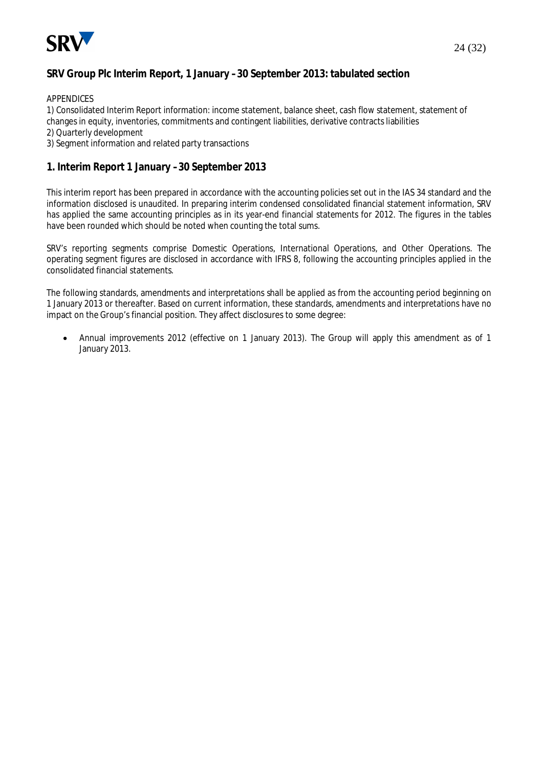## SRV Group Plc Interim Report, 1 January – 30 September 2013: tabulated section

APPENDICES
1) Consolidated Interim Report information: income statement, balance sheet, cash flow statement, statement of changes in equity, inventories, commitments and contingent liabilities, derivative contracts liabilities
2) Quarterly development
3) Segment information and related party transactions

## 1. Interim Report 1 January – 30 September 2013

This interim report has been prepared in accordance with the accounting policies set out in the IAS 34 standard and the information disclosed is unaudited. In preparing interim condensed consolidated financial statement information, SRV has applied the same accounting principles as in its year-end financial statements for 2012. The figures in the tables have been rounded which should be noted when counting the total sums.

SRV's reporting segments comprise Domestic Operations, International Operations, and Other Operations. The operating segment figures are disclosed in accordance with IFRS 8, following the accounting principles applied in the consolidated financial statements.

The following standards, amendments and interpretations shall be applied as from the accounting period beginning on 1 January 2013 or thereafter. Based on current information, these standards, amendments and interpretations have no impact on the Group's financial position. They affect disclosures to some degree:

- Annual improvements 2012 (effective on 1 January 2013). The Group will apply this amendment as of 1 January 2013.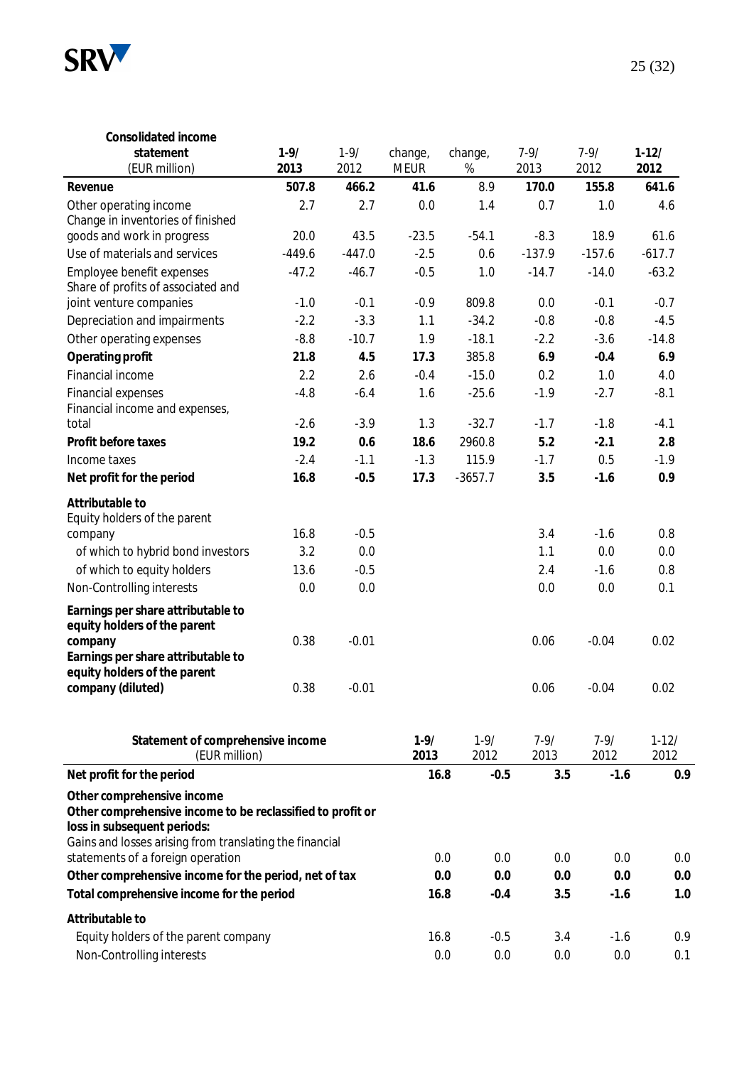| Consolidated income statement (EUR million) | 1-9/ 2013 | 1-9/ 2012 | change, MEUR | change, % | 7-9/ 2013 | 7-9/ 2012 | 1-12/ 2012 |
|---|---|---|---|---|---|---|---|
| **Revenue** | **507.8** | **466.2** | **41.6** | 8.9 | **170.0** | **155.8** | **641.6** |
| Other operating income | 2.7 | 2.7 | 0.0 | 1.4 | 0.7 | 1.0 | 4.6 |
| Change in inventories of finished goods and work in progress | 20.0 | 43.5 | -23.5 | -54.1 | -8.3 | 18.9 | 61.6 |
| Use of materials and services | -449.6 | -447.0 | -2.5 | 0.6 | -137.9 | -157.6 | -617.7 |
| Employee benefit expenses | -47.2 | -46.7 | -0.5 | 1.0 | -14.7 | -14.0 | -63.2 |
| Share of profits of associated and joint venture companies | -1.0 | -0.1 | -0.9 | 809.8 | 0.0 | -0.1 | -0.7 |
| Depreciation and impairments | -2.2 | -3.3 | 1.1 | -34.2 | -0.8 | -0.8 | -4.5 |
| Other operating expenses | -8.8 | -10.7 | 1.9 | -18.1 | -2.2 | -3.6 | -14.8 |
| **Operating profit** | **21.8** | **4.5** | **17.3** | 385.8 | **6.9** | **-0.4** | **6.9** |
| Financial income | 2.2 | 2.6 | -0.4 | -15.0 | 0.2 | 1.0 | 4.0 |
| Financial expenses | -4.8 | -6.4 | 1.6 | -25.6 | -1.9 | -2.7 | -8.1 |
| Financial income and expenses, total | -2.6 | -3.9 | 1.3 | -32.7 | -1.7 | -1.8 | -4.1 |
| **Profit before taxes** | **19.2** | **0.6** | **18.6** | 2960.8 | **5.2** | **-2.1** | **2.8** |
| Income taxes | -2.4 | -1.1 | -1.3 | 115.9 | -1.7 | 0.5 | -1.9 |
| **Net profit for the period** | **16.8** | **-0.5** | **17.3** | -3657.7 | **3.5** | **-1.6** | **0.9** |
| **Attributable to** | | | | | | | |
| Equity holders of the parent company | 16.8 | -0.5 | | | 3.4 | -1.6 | 0.8 |
| of which to hybrid bond investors | 3.2 | 0.0 | | | 1.1 | 0.0 | 0.0 |
| of which to equity holders | 13.6 | -0.5 | | | 2.4 | -1.6 | 0.8 |
| Non-Controlling interests | 0.0 | 0.0 | | | 0.0 | 0.0 | 0.1 |
| **Earnings per share attributable to equity holders of the parent company** | 0.38 | -0.01 | | | 0.06 | -0.04 | 0.02 |
| **Earnings per share attributable to equity holders of the parent company (diluted)** | 0.38 | -0.01 | | | 0.06 | -0.04 | 0.02 |

| Statement of comprehensive income (EUR million) | 1-9/ 2013 | 1-9/ 2012 | 7-9/ 2013 | 7-9/ 2012 | 1-12/ 2012 |
|---|---|---|---|---|---|
| **Net profit for the period** | **16.8** | **-0.5** | **3.5** | **-1.6** | **0.9** |
| **Other comprehensive income** | | | | | |
| **Other comprehensive income to be reclassified to profit or loss in subsequent periods:** | | | | | |
| Gains and losses arising from translating the financial statements of a foreign operation | 0.0 | 0.0 | 0.0 | 0.0 | 0.0 |
| **Other comprehensive income for the period, net of tax** | **0.0** | **0.0** | **0.0** | **0.0** | **0.0** |
| **Total comprehensive income for the period** | **16.8** | **-0.4** | **3.5** | **-1.6** | **1.0** |
| **Attributable to** | | | | | |
| Equity holders of the parent company | 16.8 | -0.5 | 3.4 | -1.6 | 0.9 |
| Non-Controlling interests | 0.0 | 0.0 | 0.0 | 0.0 | 0.1 |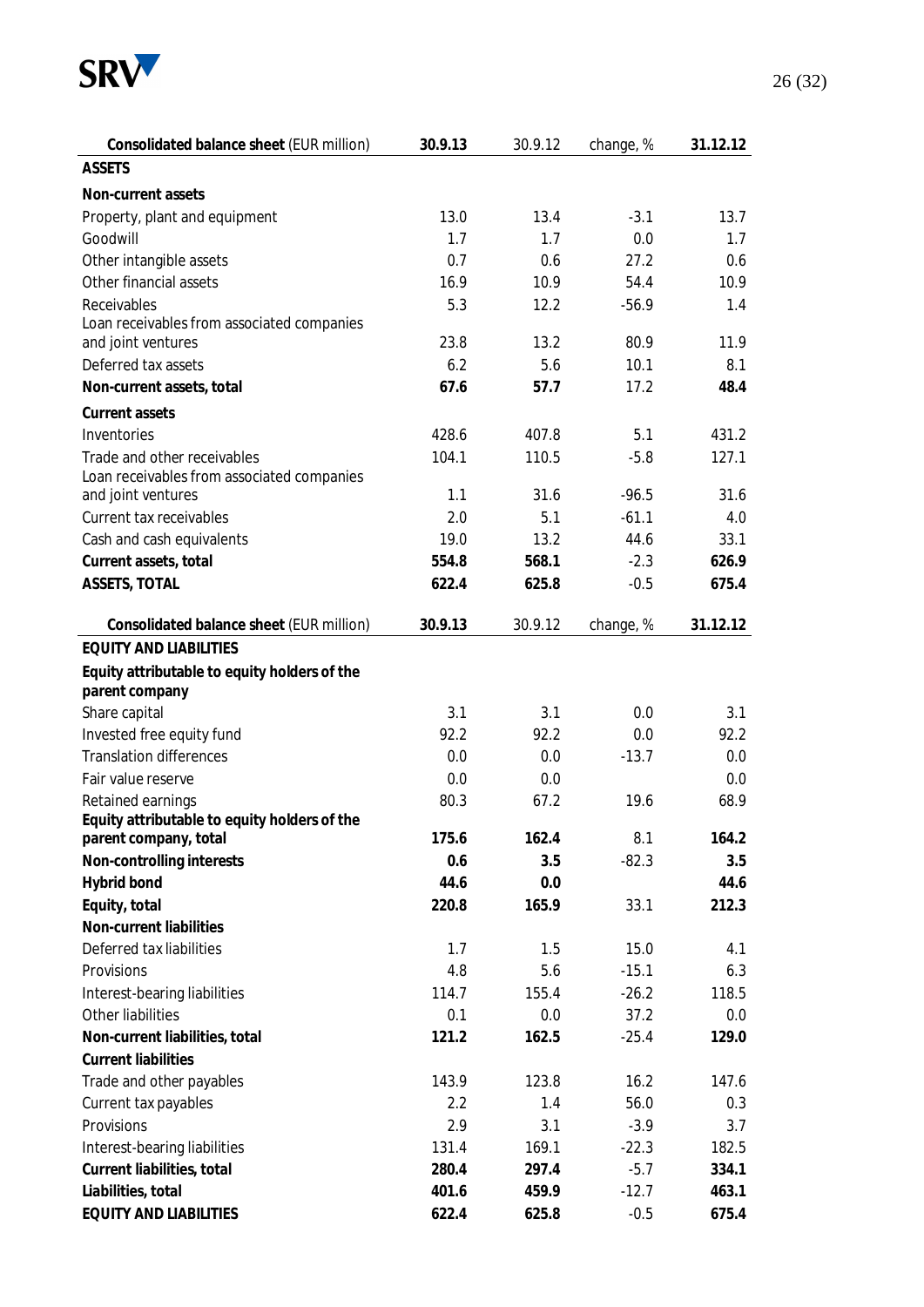| Consolidated balance sheet (EUR million) | 30.9.13 | 30.9.12 | change, % | 31.12.12 |
|---|---|---|---|---|
| **ASSETS** | | | | |
| **Non-current assets** | | | | |
| Property, plant and equipment | 13.0 | 13.4 | -3.1 | 13.7 |
| Goodwill | 1.7 | 1.7 | 0.0 | 1.7 |
| Other intangible assets | 0.7 | 0.6 | 27.2 | 0.6 |
| Other financial assets | 16.9 | 10.9 | 54.4 | 10.9 |
| Receivables | 5.3 | 12.2 | -56.9 | 1.4 |
| Loan receivables from associated companies and joint ventures | 23.8 | 13.2 | 80.9 | 11.9 |
| Deferred tax assets | 6.2 | 5.6 | 10.1 | 8.1 |
| **Non-current assets, total** | **67.6** | **57.7** | 17.2 | **48.4** |
| **Current assets** | | | | |
| Inventories | 428.6 | 407.8 | 5.1 | 431.2 |
| Trade and other receivables | 104.1 | 110.5 | -5.8 | 127.1 |
| Loan receivables from associated companies and joint ventures | 1.1 | 31.6 | -96.5 | 31.6 |
| Current tax receivables | 2.0 | 5.1 | -61.1 | 4.0 |
| Cash and cash equivalents | 19.0 | 13.2 | 44.6 | 33.1 |
| **Current assets, total** | **554.8** | **568.1** | -2.3 | **626.9** |
| **ASSETS, TOTAL** | **622.4** | **625.8** | -0.5 | **675.4** |

| Consolidated balance sheet (EUR million) | 30.9.13 | 30.9.12 | change, % | 31.12.12 |
|---|---|---|---|---|
| **EQUITY AND LIABILITIES** | | | | |
| **Equity attributable to equity holders of the parent company** | | | | |
| Share capital | 3.1 | 3.1 | 0.0 | 3.1 |
| Invested free equity fund | 92.2 | 92.2 | 0.0 | 92.2 |
| Translation differences | 0.0 | 0.0 | -13.7 | 0.0 |
| Fair value reserve | 0.0 | 0.0 | | 0.0 |
| Retained earnings | 80.3 | 67.2 | 19.6 | 68.9 |
| **Equity attributable to equity holders of the parent company, total** | **175.6** | **162.4** | 8.1 | **164.2** |
| **Non-controlling interests** | **0.6** | **3.5** | -82.3 | **3.5** |
| **Hybrid bond** | **44.6** | **0.0** | | **44.6** |
| **Equity, total** | **220.8** | **165.9** | 33.1 | **212.3** |
| **Non-current liabilities** | | | | |
| Deferred tax liabilities | 1.7 | 1.5 | 15.0 | 4.1 |
| Provisions | 4.8 | 5.6 | -15.1 | 6.3 |
| Interest-bearing liabilities | 114.7 | 155.4 | -26.2 | 118.5 |
| Other liabilities | 0.1 | 0.0 | 37.2 | 0.0 |
| **Non-current liabilities, total** | **121.2** | **162.5** | -25.4 | **129.0** |
| **Current liabilities** | | | | |
| Trade and other payables | 143.9 | 123.8 | 16.2 | 147.6 |
| Current tax payables | 2.2 | 1.4 | 56.0 | 0.3 |
| Provisions | 2.9 | 3.1 | -3.9 | 3.7 |
| Interest-bearing liabilities | 131.4 | 169.1 | -22.3 | 182.5 |
| **Current liabilities, total** | **280.4** | **297.4** | -5.7 | **334.1** |
| **Liabilities, total** | **401.6** | **459.9** | -12.7 | **463.1** |
| **EQUITY AND LIABILITIES** | **622.4** | **625.8** | -0.5 | **675.4** |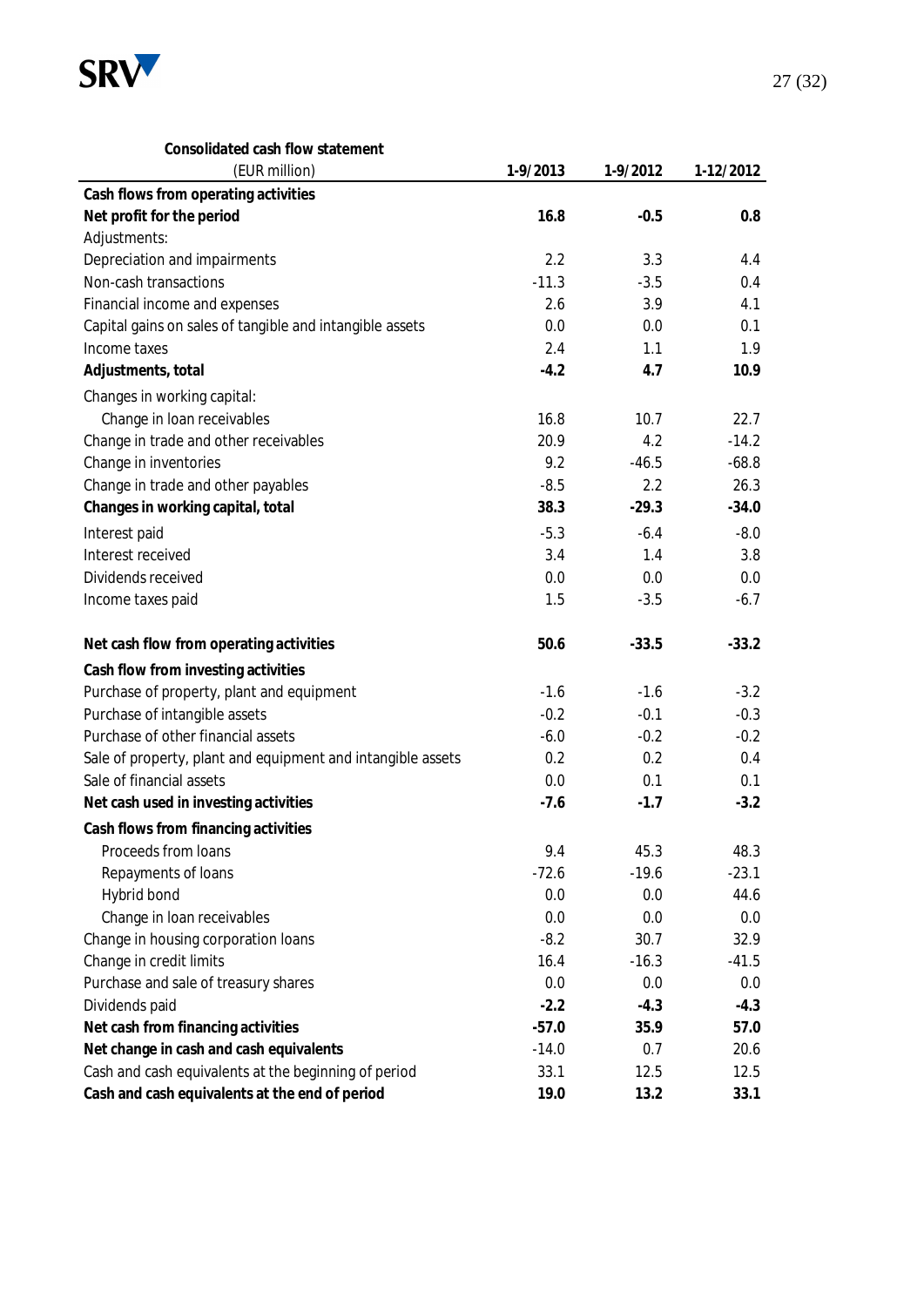| Consolidated cash flow statement (EUR million) | 1-9/2013 | 1-9/2012 | 1-12/2012 |
|---|---|---|---|
| **Cash flows from operating activities** | | | |
| **Net profit for the period** | **16.8** | **-0.5** | **0.8** |
| Adjustments: | | | |
| Depreciation and impairments | 2.2 | 3.3 | 4.4 |
| Non-cash transactions | -11.3 | -3.5 | 0.4 |
| Financial income and expenses | 2.6 | 3.9 | 4.1 |
| Capital gains on sales of tangible and intangible assets | 0.0 | 0.0 | 0.1 |
| Income taxes | 2.4 | 1.1 | 1.9 |
| **Adjustments, total** | **-4.2** | **4.7** | **10.9** |
| Changes in working capital: | | | |
| Change in loan receivables | 16.8 | 10.7 | 22.7 |
| Change in trade and other receivables | 20.9 | 4.2 | -14.2 |
| Change in inventories | 9.2 | -46.5 | -68.8 |
| Change in trade and other payables | -8.5 | 2.2 | 26.3 |
| **Changes in working capital, total** | **38.3** | **-29.3** | **-34.0** |
| Interest paid | -5.3 | -6.4 | -8.0 |
| Interest received | 3.4 | 1.4 | 3.8 |
| Dividends received | 0.0 | 0.0 | 0.0 |
| Income taxes paid | 1.5 | -3.5 | -6.7 |
| **Net cash flow from operating activities** | **50.6** | **-33.5** | **-33.2** |
| **Cash flow from investing activities** | | | |
| Purchase of property, plant and equipment | -1.6 | -1.6 | -3.2 |
| Purchase of intangible assets | -0.2 | -0.1 | -0.3 |
| Purchase of other financial assets | -6.0 | -0.2 | -0.2 |
| Sale of property, plant and equipment and intangible assets | 0.2 | 0.2 | 0.4 |
| Sale of financial assets | 0.0 | 0.1 | 0.1 |
| **Net cash used in investing activities** | **-7.6** | **-1.7** | **-3.2** |
| **Cash flows from financing activities** | | | |
| Proceeds from loans | 9.4 | 45.3 | 48.3 |
| Repayments of loans | -72.6 | -19.6 | -23.1 |
| Hybrid bond | 0.0 | 0.0 | 44.6 |
| Change in loan receivables | 0.0 | 0.0 | 0.0 |
| Change in housing corporation loans | -8.2 | 30.7 | 32.9 |
| Change in credit limits | 16.4 | -16.3 | -41.5 |
| Purchase and sale of treasury shares | 0.0 | 0.0 | 0.0 |
| Dividends paid | **-2.2** | **-4.3** | **-4.3** |
| **Net cash from financing activities** | **-57.0** | **35.9** | **57.0** |
| **Net change in cash and cash equivalents** | -14.0 | 0.7 | 20.6 |
| Cash and cash equivalents at the beginning of period | 33.1 | 12.5 | 12.5 |
| **Cash and cash equivalents at the end of period** | **19.0** | **13.2** | **33.1** |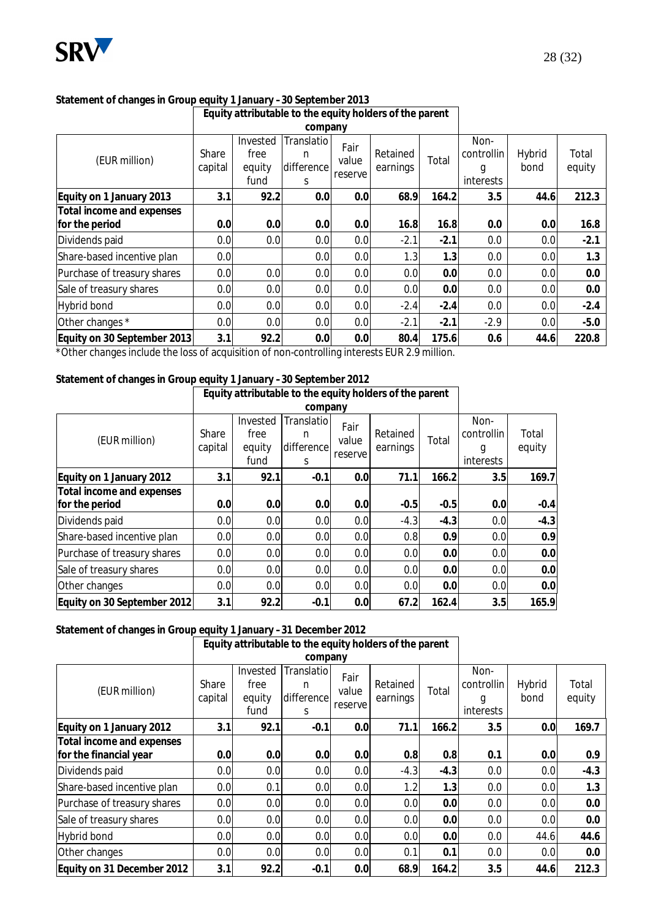**Statement of changes in Group equity 1 January – 30 September 2013**

| (EUR million) | Equity attributable to the equity holders of the parent company | | | | | | | | |
|---|---|---|---|---|---|---|---|---|---|
| | Share capital | Invested free equity fund | Translation differences | Fair value reserve | Retained earnings | Total | Non-controlling interests | Hybrid bond | Total equity |
| **Equity on 1 January 2013** | **3.1** | **92.2** | **0.0** | **0.0** | **68.9** | **164.2** | **3.5** | **44.6** | **212.3** |
| **Total income and expenses for the period** | **0.0** | **0.0** | **0.0** | **0.0** | **16.8** | **16.8** | **0.0** | **0.0** | **16.8** |
| Dividends paid | 0.0 | 0.0 | 0.0 | 0.0 | -2.1 | **-2.1** | 0.0 | 0.0 | **-2.1** |
| Share-based incentive plan | 0.0 | | 0.0 | 0.0 | 1.3 | **1.3** | 0.0 | 0.0 | **1.3** |
| Purchase of treasury shares | 0.0 | 0.0 | 0.0 | 0.0 | 0.0 | **0.0** | 0.0 | 0.0 | **0.0** |
| Sale of treasury shares | 0.0 | 0.0 | 0.0 | 0.0 | 0.0 | **0.0** | 0.0 | 0.0 | **0.0** |
| Hybrid bond | 0.0 | 0.0 | 0.0 | 0.0 | -2.4 | **-2.4** | 0.0 | 0.0 | **-2.4** |
| Other changes * | 0.0 | 0.0 | 0.0 | 0.0 | -2.1 | **-2.1** | -2.9 | 0.0 | **-5.0** |
| **Equity on 30 September 2013** | **3.1** | **92.2** | **0.0** | **0.0** | **80.4** | **175.6** | **0.6** | **44.6** | **220.8** |

*Other changes include the loss of acquisition of non-controlling interests EUR 2.9 million.

**Statement of changes in Group equity 1 January – 30 September 2012**

| (EUR million) | Equity attributable to the equity holders of the parent company | | | | | | | |
|---|---|---|---|---|---|---|---|---|
| | Share capital | Invested free equity fund | Translation differences | Fair value reserve | Retained earnings | Total | Non-controlling interests | Total equity |
| **Equity on 1 January 2012** | **3.1** | **92.1** | **-0.1** | **0.0** | **71.1** | **166.2** | **3.5** | **169.7** |
| **Total income and expenses for the period** | **0.0** | **0.0** | **0.0** | **0.0** | **-0.5** | **-0.5** | **0.0** | **-0.4** |
| Dividends paid | 0.0 | 0.0 | 0.0 | 0.0 | -4.3 | **-4.3** | 0.0 | **-4.3** |
| Share-based incentive plan | 0.0 | 0.0 | 0.0 | 0.0 | 0.8 | **0.9** | 0.0 | **0.9** |
| Purchase of treasury shares | 0.0 | 0.0 | 0.0 | 0.0 | 0.0 | **0.0** | 0.0 | **0.0** |
| Sale of treasury shares | 0.0 | 0.0 | 0.0 | 0.0 | 0.0 | **0.0** | 0.0 | **0.0** |
| Other changes | 0.0 | 0.0 | 0.0 | 0.0 | 0.0 | **0.0** | 0.0 | **0.0** |
| **Equity on 30 September 2012** | **3.1** | **92.2** | **-0.1** | **0.0** | **67.2** | **162.4** | **3.5** | **165.9** |

**Statement of changes in Group equity 1 January – 31 December 2012**

| (EUR million) | Equity attributable to the equity holders of the parent company | | | | | | | | |
|---|---|---|---|---|---|---|---|---|---|
| | Share capital | Invested free equity fund | Translation differences | Fair value reserve | Retained earnings | Total | Non-controlling interests | Hybrid bond | Total equity |
| **Equity on 1 January 2012** | **3.1** | **92.1** | **-0.1** | **0.0** | **71.1** | **166.2** | **3.5** | **0.0** | **169.7** |
| **Total income and expenses for the financial year** | **0.0** | **0.0** | **0.0** | **0.0** | **0.8** | **0.8** | **0.1** | **0.0** | **0.9** |
| Dividends paid | 0.0 | 0.0 | 0.0 | 0.0 | -4.3 | **-4.3** | 0.0 | 0.0 | **-4.3** |
| Share-based incentive plan | 0.0 | 0.1 | 0.0 | 0.0 | 1.2 | **1.3** | 0.0 | 0.0 | **1.3** |
| Purchase of treasury shares | 0.0 | 0.0 | 0.0 | 0.0 | 0.0 | **0.0** | 0.0 | 0.0 | **0.0** |
| Sale of treasury shares | 0.0 | 0.0 | 0.0 | 0.0 | 0.0 | **0.0** | 0.0 | 0.0 | **0.0** |
| Hybrid bond | 0.0 | 0.0 | 0.0 | 0.0 | 0.0 | **0.0** | 0.0 | 44.6 | **44.6** |
| Other changes | 0.0 | 0.0 | 0.0 | 0.0 | 0.1 | **0.1** | 0.0 | 0.0 | **0.0** |
| **Equity on 31 December 2012** | **3.1** | **92.2** | **-0.1** | **0.0** | **68.9** | **164.2** | **3.5** | **44.6** | **212.3** |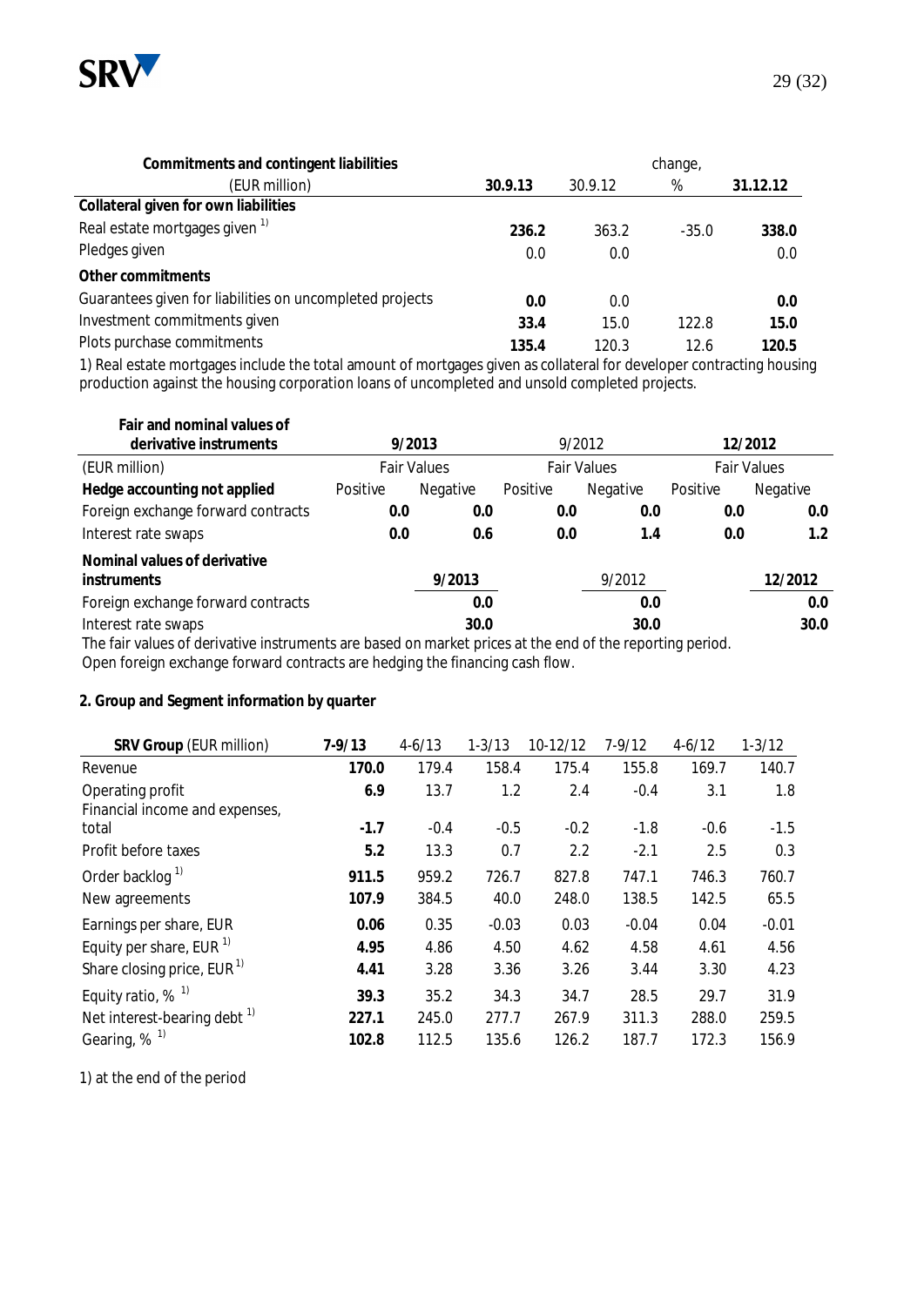| Commitments and contingent liabilities (EUR million) | 30.9.13 | 30.9.12 | change, % | 31.12.12 |
|---|---|---|---|---|
| **Collateral given for own liabilities** | | | | |
| Real estate mortgages given [1] | **236.2** | 363.2 | -35.0 | **338.0** |
| Pledges given | 0.0 | 0.0 | | 0.0 |
| **Other commitments** | | | | |
| Guarantees given for liabilities on uncompleted projects | **0.0** | 0.0 | | **0.0** |
| Investment commitments given | **33.4** | 15.0 | 122.8 | **15.0** |
| Plots purchase commitments | **135.4** | 120.3 | 12.6 | **120.5** |

1) Real estate mortgages include the total amount of mortgages given as collateral for developer contracting housing production against the housing corporation loans of uncompleted and unsold completed projects.

| Fair and nominal values of derivative instruments | 9/2013 | | 9/2012 | | 12/2012 | |
|---|---|---|---|---|---|---|
| (EUR million) | Fair Values | | Fair Values | | Fair Values | |
| **Hedge accounting not applied** | Positive | Negative | Positive | Negative | Positive | Negative |
| Foreign exchange forward contracts | **0.0** | **0.0** | 0.0 | 0.0 | **0.0** | **0.0** |
| Interest rate swaps | **0.0** | **0.6** | 0.0 | 1.4 | **0.0** | **1.2** |

| Nominal values of derivative instruments | 9/2013 | 9/2012 | 12/2012 |
|---|---|---|---|
| Foreign exchange forward contracts | **0.0** | 0.0 | **0.0** |
| Interest rate swaps | **30.0** | 30.0 | **30.0** |

The fair values of derivative instruments are based on market prices at the end of the reporting period.
Open foreign exchange forward contracts are hedging the financing cash flow.

**2. Group and Segment information by quarter**

| **SRV Group** (EUR million) | 7-9/13 | 4-6/13 | 1-3/13 | 10-12/12 | 7-9/12 | 4-6/12 | 1-3/12 |
|---|---|---|---|---|---|---|---|
| Revenue | **170.0** | 179.4 | 158.4 | 175.4 | 155.8 | 169.7 | 140.7 |
| Operating profit | **6.9** | 13.7 | 1.2 | 2.4 | -0.4 | 3.1 | 1.8 |
| Financial income and expenses, total | **-1.7** | -0.4 | -0.5 | -0.2 | -1.8 | -0.6 | -1.5 |
| Profit before taxes | **5.2** | 13.3 | 0.7 | 2.2 | -2.1 | 2.5 | 0.3 |
| Order backlog [1] | **911.5** | 959.2 | 726.7 | 827.8 | 747.1 | 746.3 | 760.7 |
| New agreements | **107.9** | 384.5 | 40.0 | 248.0 | 138.5 | 142.5 | 65.5 |
| Earnings per share, EUR | **0.06** | 0.35 | -0.03 | 0.03 | -0.04 | 0.04 | -0.01 |
| Equity per share, EUR [1] | **4.95** | 4.86 | 4.50 | 4.62 | 4.58 | 4.61 | 4.56 |
| Share closing price, EUR [1] | **4.41** | 3.28 | 3.36 | 3.26 | 3.44 | 3.30 | 4.23 |
| Equity ratio, % [1] | **39.3** | 35.2 | 34.3 | 34.7 | 28.5 | 29.7 | 31.9 |
| Net interest-bearing debt [1] | **227.1** | 245.0 | 277.7 | 267.9 | 311.3 | 288.0 | 259.5 |
| Gearing, % [1] | **102.8** | 112.5 | 135.6 | 126.2 | 187.7 | 172.3 | 156.9 |

1) at the end of the period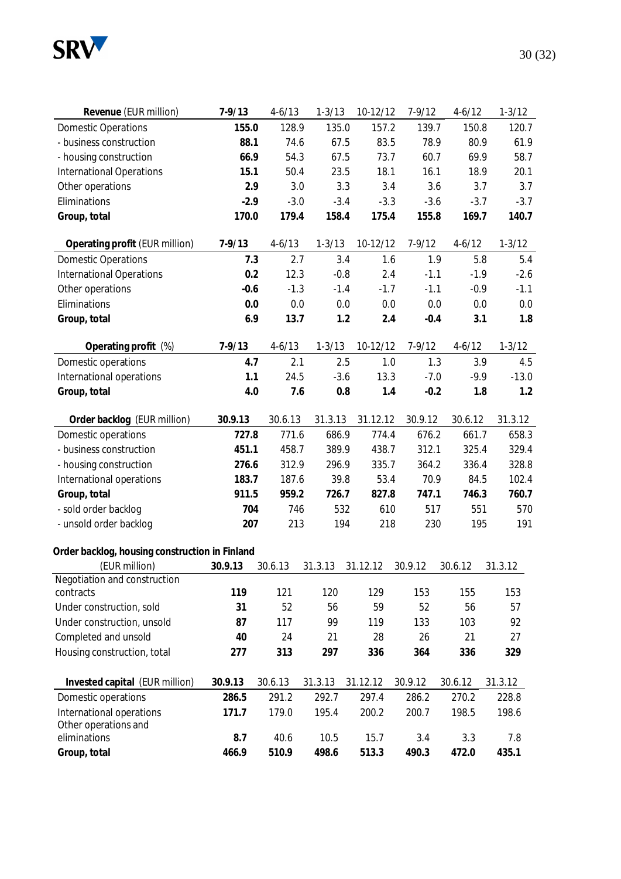| **Revenue** (EUR million) | **7-9/13** | 4-6/13 | 1-3/13 | 10-12/12 | 7-9/12 | 4-6/12 | 1-3/12 |
|---|---|---|---|---|---|---|---|
| Domestic Operations | **155.0** | 128.9 | 135.0 | 157.2 | 139.7 | 150.8 | 120.7 |
| - business construction | **88.1** | 74.6 | 67.5 | 83.5 | 78.9 | 80.9 | 61.9 |
| - housing construction | **66.9** | 54.3 | 67.5 | 73.7 | 60.7 | 69.9 | 58.7 |
| International Operations | **15.1** | 50.4 | 23.5 | 18.1 | 16.1 | 18.9 | 20.1 |
| Other operations | **2.9** | 3.0 | 3.3 | 3.4 | 3.6 | 3.7 | 3.7 |
| Eliminations | **-2.9** | -3.0 | -3.4 | -3.3 | -3.6 | -3.7 | -3.7 |
| **Group, total** | **170.0** | **179.4** | **158.4** | **175.4** | **155.8** | **169.7** | **140.7** |

| **Operating profit** (EUR million) | **7-9/13** | 4-6/13 | 1-3/13 | 10-12/12 | 7-9/12 | 4-6/12 | 1-3/12 |
|---|---|---|---|---|---|---|---|
| Domestic Operations | **7.3** | 2.7 | 3.4 | 1.6 | 1.9 | 5.8 | 5.4 |
| International Operations | **0.2** | 12.3 | -0.8 | 2.4 | -1.1 | -1.9 | -2.6 |
| Other operations | **-0.6** | -1.3 | -1.4 | -1.7 | -1.1 | -0.9 | -1.1 |
| Eliminations | **0.0** | 0.0 | 0.0 | 0.0 | 0.0 | 0.0 | 0.0 |
| **Group, total** | **6.9** | **13.7** | **1.2** | **2.4** | **-0.4** | **3.1** | **1.8** |

| **Operating profit** (%) | **7-9/13** | 4-6/13 | 1-3/13 | 10-12/12 | 7-9/12 | 4-6/12 | 1-3/12 |
|---|---|---|---|---|---|---|---|
| Domestic operations | **4.7** | 2.1 | 2.5 | 1.0 | 1.3 | 3.9 | 4.5 |
| International operations | **1.1** | 24.5 | -3.6 | 13.3 | -7.0 | -9.9 | -13.0 |
| **Group, total** | **4.0** | **7.6** | **0.8** | **1.4** | **-0.2** | **1.8** | **1.2** |

| **Order backlog** (EUR million) | **30.9.13** | 30.6.13 | 31.3.13 | 31.12.12 | 30.9.12 | 30.6.12 | 31.3.12 |
|---|---|---|---|---|---|---|---|
| Domestic operations | **727.8** | 771.6 | 686.9 | 774.4 | 676.2 | 661.7 | 658.3 |
| - business construction | **451.1** | 458.7 | 389.9 | 438.7 | 312.1 | 325.4 | 329.4 |
| - housing construction | **276.6** | 312.9 | 296.9 | 335.7 | 364.2 | 336.4 | 328.8 |
| International operations | **183.7** | 187.6 | 39.8 | 53.4 | 70.9 | 84.5 | 102.4 |
| **Group, total** | **911.5** | **959.2** | **726.7** | **827.8** | **747.1** | **746.3** | **760.7** |
| - sold order backlog | **704** | 746 | 532 | 610 | 517 | 551 | 570 |
| - unsold order backlog | **207** | 213 | 194 | 218 | 230 | 195 | 191 |

**Order backlog, housing construction in Finland**

| (EUR million) | **30.9.13** | 30.6.13 | 31.3.13 | 31.12.12 | 30.9.12 | 30.6.12 | 31.3.12 |
|---|---|---|---|---|---|---|---|
| Negotiation and construction contracts | **119** | 121 | 120 | 129 | 153 | 155 | 153 |
| Under construction, sold | **31** | 52 | 56 | 59 | 52 | 56 | 57 |
| Under construction, unsold | **87** | 117 | 99 | 119 | 133 | 103 | 92 |
| Completed and unsold | **40** | 24 | 21 | 28 | 26 | 21 | 27 |
| Housing construction, total | **277** | **313** | **297** | **336** | **364** | **336** | **329** |

| **Invested capital** (EUR million) | **30.9.13** | 30.6.13 | 31.3.13 | 31.12.12 | 30.9.12 | 30.6.12 | 31.3.12 |
|---|---|---|---|---|---|---|---|
| Domestic operations | **286.5** | 291.2 | 292.7 | 297.4 | 286.2 | 270.2 | 228.8 |
| International operations | **171.7** | 179.0 | 195.4 | 200.2 | 200.7 | 198.5 | 198.6 |
| Other operations and eliminations | **8.7** | 40.6 | 10.5 | 15.7 | 3.4 | 3.3 | 7.8 |
| **Group, total** | **466.9** | **510.9** | **498.6** | **513.3** | **490.3** | **472.0** | **435.1** |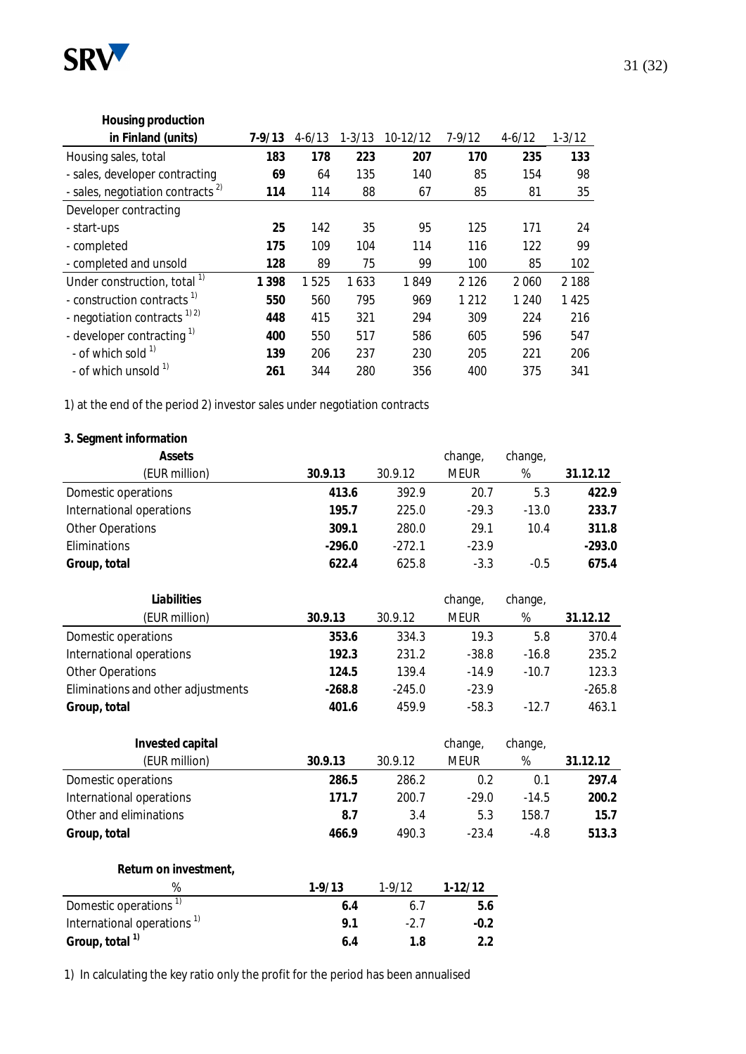| Housing production in Finland (units) | 7-9/13 | 4-6/13 | 1-3/13 | 10-12/12 | 7-9/12 | 4-6/12 | 1-3/12 |
|---|---|---|---|---|---|---|---|
| Housing sales, total | **183** | **178** | **223** | **207** | **170** | **235** | **133** |
| - sales, developer contracting | **69** | 64 | 135 | 140 | 85 | 154 | 98 |
| - sales, negotiation contracts [2] | **114** | 114 | 88 | 67 | 85 | 81 | 35 |
| Developer contracting | | | | | | | |
| - start-ups | **25** | 142 | 35 | 95 | 125 | 171 | 24 |
| - completed | **175** | 109 | 104 | 114 | 116 | 122 | 99 |
| - completed and unsold | **128** | 89 | 75 | 99 | 100 | 85 | 102 |
| Under construction, total [1] | **1 398** | 1 525 | 1 633 | 1 849 | 2 126 | 2 060 | 2 188 |
| - construction contracts [1] | **550** | 560 | 795 | 969 | 1 212 | 1 240 | 1 425 |
| - negotiation contracts [1) 2)] | **448** | 415 | 321 | 294 | 309 | 224 | 216 |
| - developer contracting [1] | **400** | 550 | 517 | 586 | 605 | 596 | 547 |
| - of which sold [1] | **139** | 206 | 237 | 230 | 205 | 221 | 206 |
| - of which unsold [1] | **261** | 344 | 280 | 356 | 400 | 375 | 341 |

1) at the end of the period 2) investor sales under negotiation contracts

**3. Segment information**

| Assets (EUR million) | 30.9.13 | 30.9.12 | change, MEUR | change, % | 31.12.12 |
|---|---|---|---|---|---|
| Domestic operations | **413.6** | 392.9 | 20.7 | 5.3 | **422.9** |
| International operations | **195.7** | 225.0 | -29.3 | -13.0 | **233.7** |
| Other Operations | **309.1** | 280.0 | 29.1 | 10.4 | **311.8** |
| Eliminations | **-296.0** | -272.1 | -23.9 | | **-293.0** |
| **Group, total** | **622.4** | 625.8 | -3.3 | -0.5 | **675.4** |

| Liabilities (EUR million) | 30.9.13 | 30.9.12 | change, MEUR | change, % | 31.12.12 |
|---|---|---|---|---|---|
| Domestic operations | **353.6** | 334.3 | 19.3 | 5.8 | 370.4 |
| International operations | **192.3** | 231.2 | -38.8 | -16.8 | 235.2 |
| Other Operations | **124.5** | 139.4 | -14.9 | -10.7 | 123.3 |
| Eliminations and other adjustments | **-268.8** | -245.0 | -23.9 | | -265.8 |
| **Group, total** | **401.6** | 459.9 | -58.3 | -12.7 | 463.1 |

| Invested capital (EUR million) | 30.9.13 | 30.9.12 | change, MEUR | change, % | 31.12.12 |
|---|---|---|---|---|---|
| Domestic operations | **286.5** | 286.2 | 0.2 | 0.1 | **297.4** |
| International operations | **171.7** | 200.7 | -29.0 | -14.5 | **200.2** |
| Other and eliminations | **8.7** | 3.4 | 5.3 | 158.7 | **15.7** |
| **Group, total** | **466.9** | 490.3 | -23.4 | -4.8 | **513.3** |

| Return on investment, % | 1-9/13 | 1-9/12 | 1-12/12 |
|---|---|---|---|
| Domestic operations [1] | **6.4** | 6.7 | **5.6** |
| International operations [1] | **9.1** | -2.7 | **-0.2** |
| **Group, total [1]** | **6.4** | **1.8** | **2.2** |

1) In calculating the key ratio only the profit for the period has been annualised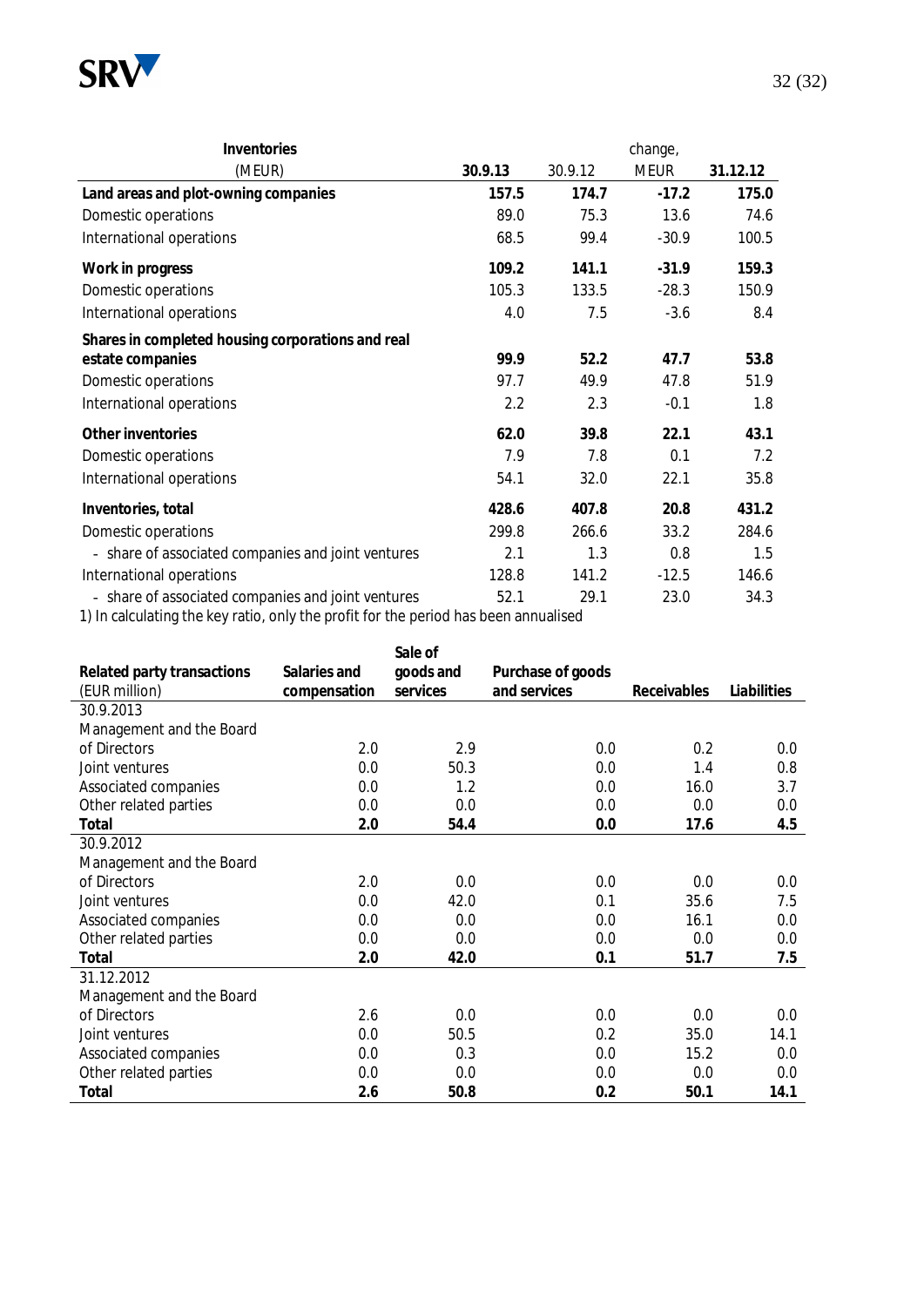| Inventories (MEUR) | 30.9.13 | 30.9.12 | change, MEUR | 31.12.12 |
|---|---|---|---|---|
| **Land areas and plot-owning companies** | **157.5** | **174.7** | **-17.2** | **175.0** |
| Domestic operations | 89.0 | 75.3 | 13.6 | 74.6 |
| International operations | 68.5 | 99.4 | -30.9 | 100.5 |
| **Work in progress** | **109.2** | **141.1** | **-31.9** | **159.3** |
| Domestic operations | 105.3 | 133.5 | -28.3 | 150.9 |
| International operations | 4.0 | 7.5 | -3.6 | 8.4 |
| **Shares in completed housing corporations and real estate companies** | **99.9** | **52.2** | **47.7** | **53.8** |
| Domestic operations | 97.7 | 49.9 | 47.8 | 51.9 |
| International operations | 2.2 | 2.3 | -0.1 | 1.8 |
| **Other inventories** | **62.0** | **39.8** | **22.1** | **43.1** |
| Domestic operations | 7.9 | 7.8 | 0.1 | 7.2 |
| International operations | 54.1 | 32.0 | 22.1 | 35.8 |
| **Inventories, total** | **428.6** | **407.8** | **20.8** | **431.2** |
| Domestic operations | 299.8 | 266.6 | 33.2 | 284.6 |
| - share of associated companies and joint ventures | 2.1 | 1.3 | 0.8 | 1.5 |
| International operations | 128.8 | 141.2 | -12.5 | 146.6 |
| - share of associated companies and joint ventures | 52.1 | 29.1 | 23.0 | 34.3 |

1) In calculating the key ratio, only the profit for the period has been annualised

| Related party transactions (EUR million) | Salaries and compensation | Sale of goods and services | Purchase of goods and services | Receivables | Liabilities |
|---|---|---|---|---|---|
| 30.9.2013 | | | | | |
| Management and the Board of Directors | 2.0 | 2.9 | 0.0 | 0.2 | 0.0 |
| Joint ventures | 0.0 | 50.3 | 0.0 | 1.4 | 0.8 |
| Associated companies | 0.0 | 1.2 | 0.0 | 16.0 | 3.7 |
| Other related parties | 0.0 | 0.0 | 0.0 | 0.0 | 0.0 |
| **Total** | **2.0** | **54.4** | **0.0** | **17.6** | **4.5** |
| 30.9.2012 | | | | | |
| Management and the Board of Directors | 2.0 | 0.0 | 0.0 | 0.0 | 0.0 |
| Joint ventures | 0.0 | 42.0 | 0.1 | 35.6 | 7.5 |
| Associated companies | 0.0 | 0.0 | 0.0 | 16.1 | 0.0 |
| Other related parties | 0.0 | 0.0 | 0.0 | 0.0 | 0.0 |
| **Total** | **2.0** | **42.0** | **0.1** | **51.7** | **7.5** |
| 31.12.2012 | | | | | |
| Management and the Board of Directors | 2.6 | 0.0 | 0.0 | 0.0 | 0.0 |
| Joint ventures | 0.0 | 50.5 | 0.2 | 35.0 | 14.1 |
| Associated companies | 0.0 | 0.3 | 0.0 | 15.2 | 0.0 |
| Other related parties | 0.0 | 0.0 | 0.0 | 0.0 | 0.0 |
| **Total** | **2.6** | **50.8** | **0.2** | **50.1** | **14.1** |